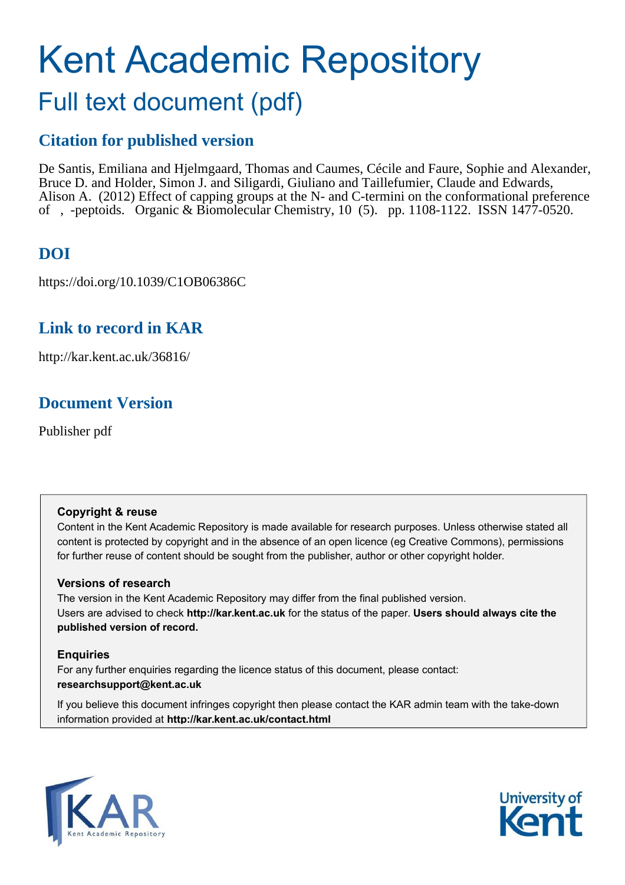# Kent Academic Repository

## Full text document (pdf)

## Citation for published version

De Santis, Emiliana and Hjelmgaard, Thomas and Caumes, Cécile and Faure, Sophie and Alexander, Bruce D. and Holder, Simon J. and Siligardi, Giuliano and Taillefumier, Claude and Edwards, Alison A. (2012) Effect of capping groups at the N- and C-termini on the conformational preference of , -peptoids. Organic & Biomolecular Chemistry, 10 (5). pp. 1108-1122. ISSN 1477-0520.

## DOI

https://doi.org/10.1039/C1OB06386C

## Link to record in KAR

http://kar.kent.ac.uk/36816/

## Document Version

Publisher pdf

**Copyright & reuse**

Content in the Kent Academic Repository is made available for research purposes. Unless otherwise stated all content is protected by copyright and in the absence of an open licence (eg Creative Commons), permissions for further reuse of content should be sought from the publisher, author or other copyright holder.

**Versions of research**

The version in the Kent Academic Repository may differ from the final published version. Users are advised to check **http://kar.kent.ac.uk** for the status of the paper. **Users should always cite the published version of record.**

**Enquiries**

For any further enquiries regarding the licence status of this document, please contact: **researchsupport@kent.ac.uk**

If you believe this document infringes copyright then please contact the KAR admin team with the take-down information provided at **http://kar.kent.ac.uk/contact.html**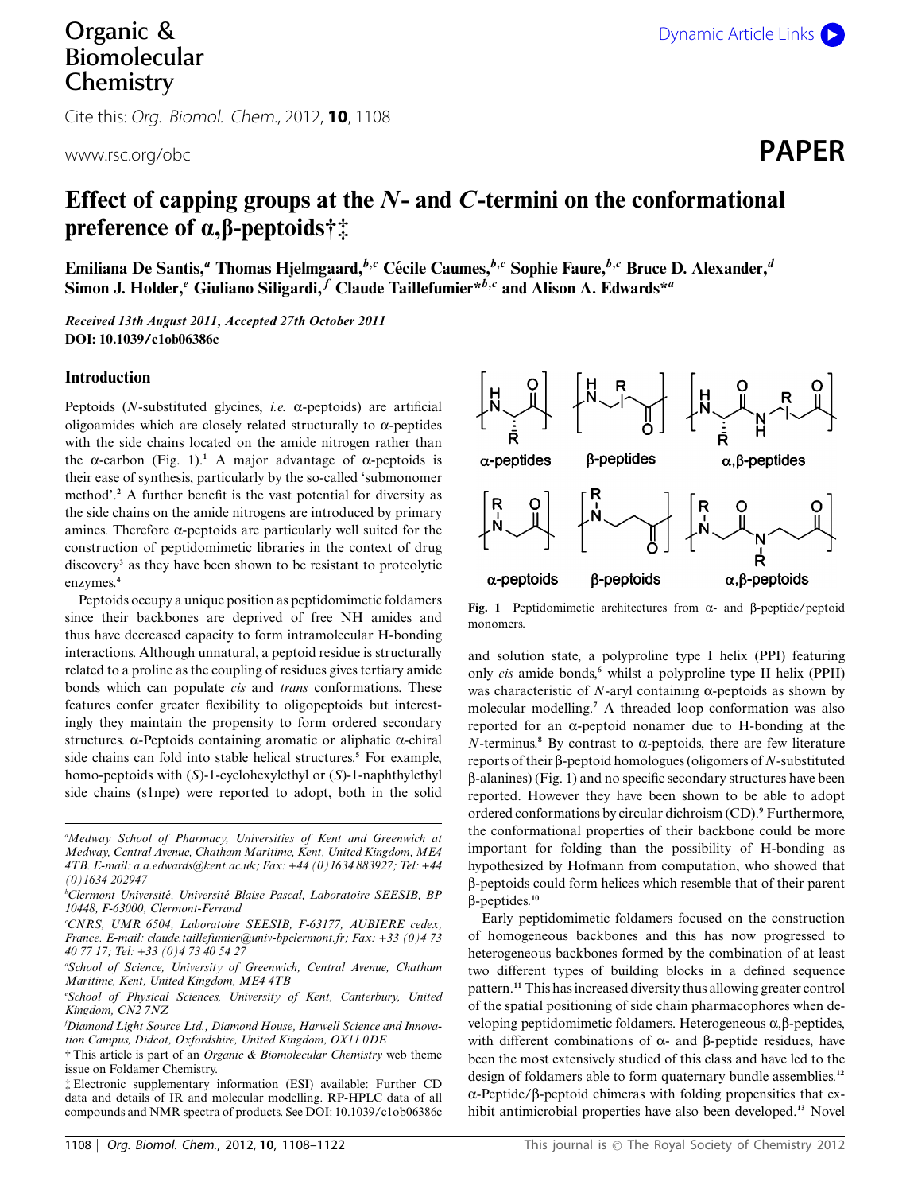Organic & Biomolecular Chemistry

Cite this: *Org. Biomol. Chem.*, 2012, **10**, 1108

www.rsc.org/obc

**PAPER**

# Effect of capping groups at the *N*- and *C*-termini on the conformational preference of α,β-peptoids†‡

**Emiliana De Santis,[a] Thomas Hjelmgaard,[b,c] Cécile Caumes,[b,c] Sophie Faure,[b,c] Bruce D. Alexander,[d] Simon J. Holder,[e] Giuliano Siligardi,[f] Claude Taillefumier*[b,c] and Alison A. Edwards*[a]**

*Received 13th August 2011, Accepted 27th October 2011*
**DOI: 10.1039/c1ob06386c**

## Introduction

Peptoids (*N*-substituted glycines, *i.e.* α-peptoids) are artificial oligoamides which are closely related structurally to α-peptides with the side chains located on the amide nitrogen rather than the α-carbon (Fig. 1).[1] A major advantage of α-peptoids is their ease of synthesis, particularly by the so-called 'submonomer method'.[2] A further benefit is the vast potential for diversity as the side chains on the amide nitrogens are introduced by primary amines. Therefore α-peptoids are particularly well suited for the construction of peptidomimetic libraries in the context of drug discovery[3] as they have been shown to be resistant to proteolytic enzymes.[4]

Peptoids occupy a unique position as peptidomimetic foldamers since their backbones are deprived of free NH amides and thus have decreased capacity to form intramolecular H-bonding interactions. Although unnatural, a peptoid residue is structurally related to a proline as the coupling of residues gives tertiary amide bonds which can populate *cis* and *trans* conformations. These features confer greater flexibility to oligopeptoids but interestingly they maintain the propensity to form ordered secondary structures. α-Peptoids containing aromatic or aliphatic α-chiral side chains can fold into stable helical structures.[5] For example, homo-peptoids with (*S*)-1-cyclohexylethyl or (*S*)-1-naphthylethyl side chains (s1npe) were reported to adopt, both in the solid

Fig. 1 Peptidomimetic architectures from α- and β-peptide/peptoid monomers.

and solution state, a polyproline type I helix (PPI) featuring only *cis* amide bonds,[6] whilst a polyproline type II helix (PPII) was characteristic of *N*-aryl containing α-peptoids as shown by molecular modelling.[7] A threaded loop conformation was also reported for an α-peptoid nonamer due to H-bonding at the *N*-terminus.[8] By contrast to α-peptoids, there are few literature reports of their β-peptoid homologues (oligomers of *N*-substituted β-alanines) (Fig. 1) and no specific secondary structures have been reported. However they have been shown to be able to adopt ordered conformations by circular dichroism (CD).[9] Furthermore, the conformational properties of their backbone could be more important for folding than the possibility of H-bonding as hypothesized by Hofmann from computation, who showed that β-peptoids could form helices which resemble that of their parent β-peptides.[10]

Early peptidomimetic foldamers focused on the construction of homogeneous backbones and this has now progressed to heterogeneous backbones formed by the combination of at least two different types of building blocks in a defined sequence pattern.[11] This has increased diversity thus allowing greater control of the spatial positioning of side chain pharmacophores when developing peptidomimetic foldamers. Heterogeneous α,β-peptides, with different combinations of α- and β-peptide residues, have been the most extensively studied of this class and have led to the design of foldamers able to form quaternary bundle assemblies.[12] α-Peptide/β-peptoid chimeras with folding propensities that exhibit antimicrobial properties have also been developed.[13] Novel

[a] Medway School of Pharmacy, Universities of Kent and Greenwich at Medway, Central Avenue, Chatham Maritime, Kent, United Kingdom, ME4 4TB. E-mail: a.a.edwards@kent.ac.uk; Fax: +44 (0)1634 883927; Tel: +44 (0)1634 202947

[b] Clermont Université, Université Blaise Pascal, Laboratoire SEESIB, BP 10448, F-63000, Clermont-Ferrand

[c] CNRS, UMR 6504, Laboratoire SEESIB, F-63177, AUBIERE cedex, France. E-mail: claude.taillefumier@univ-bpclermont.fr; Fax: +33 (0)4 73 40 77 17; Tel: +33 (0)4 73 40 54 27

[d] School of Science, University of Greenwich, Central Avenue, Chatham Maritime, Kent, ME4 4TB

[e] School of Physical Sciences, University of Kent, Canterbury, United Kingdom, CN2 7NZ

[f] Diamond Light Source Ltd., Diamond House, Harwell Science and Innovation Campus, Didcot, Oxfordshire, United Kingdom, OX11 0DE

† This article is part of an *Organic & Biomolecular Chemistry* web theme issue on Foldamer Chemistry.

‡ Electronic supplementary information (ESI) available: Further CD data and details of IR and molecular modelling. RP-HPLC data of all compounds and NMR spectra of products. See DOI: 10.1039/c1ob06386c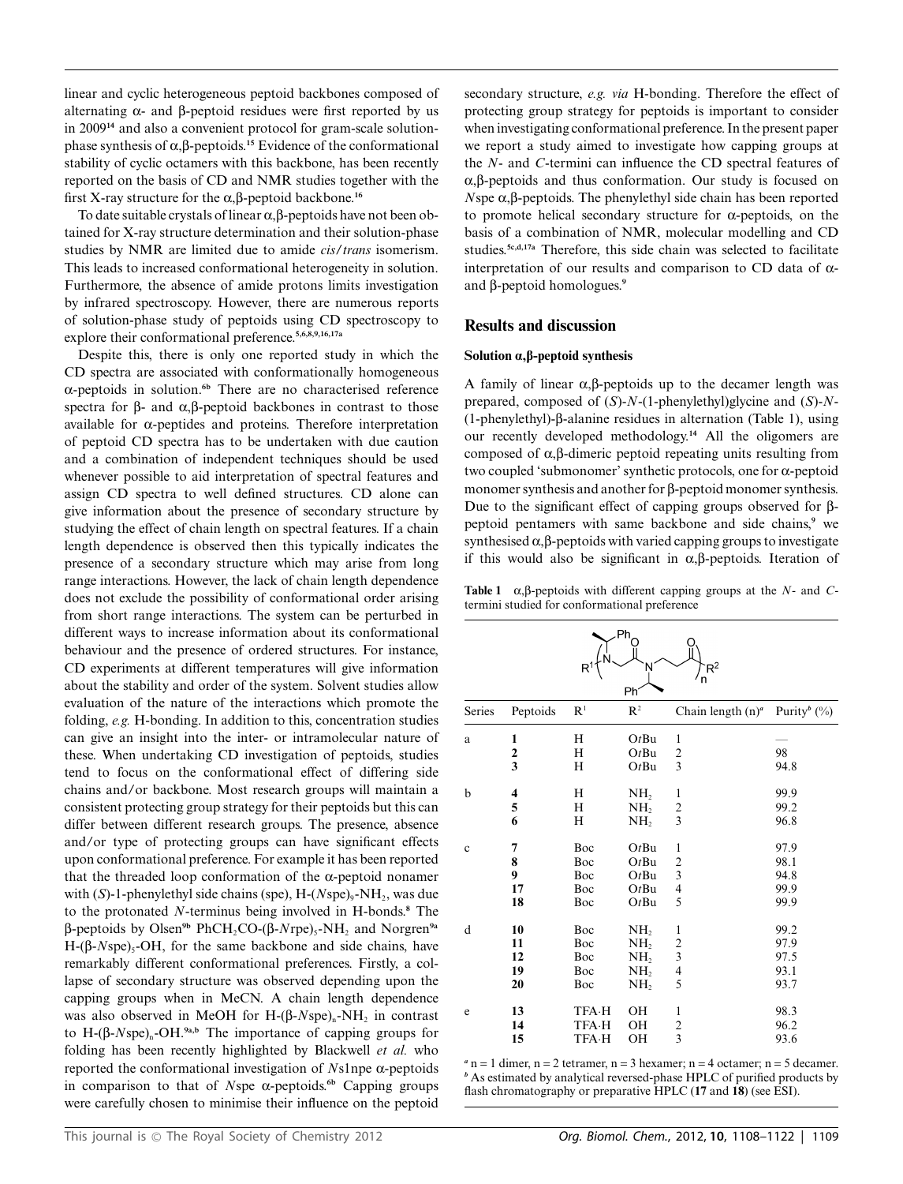linear and cyclic heterogeneous peptoid backbones composed of alternating α- and β-peptoid residues were first reported by us in 2009[14] and also a convenient protocol for gram-scale solution-phase synthesis of α,β-peptoids.[15] Evidence of the conformational stability of cyclic octamers with this backbone, has been recently reported on the basis of CD and NMR studies together with the first X-ray structure for the α,β-peptoid backbone.[16]

To date suitable crystals of linear α,β-peptoids have not been obtained for X-ray structure determination and their solution-phase studies by NMR are limited due to amide *cis*/*trans* isomerism. This leads to increased conformational heterogeneity in solution. Furthermore, the absence of amide protons limits investigation by infrared spectroscopy. However, there are numerous reports of solution-phase study of peptoids using CD spectroscopy to explore their conformational preference.[5,6,8,9,16,17a]

Despite this, there is only one reported study in which the CD spectra are associated with conformationally homogeneous α-peptoids in solution.[6b] There are no characterised reference spectra for β- and α,β-peptoid backbones in contrast to those available for α-peptides and proteins. Therefore interpretation of peptoid CD spectra has to be undertaken with due caution and a combination of independent techniques should be used whenever possible to aid interpretation of spectral features and assign CD spectra to well defined structures. CD alone can give information about the presence of secondary structure by studying the effect of chain length on spectral features. If a chain length dependence is observed then this typically indicates the presence of a secondary structure which may arise from long range interactions. However, the lack of chain length dependence does not exclude the possibility of conformational order arising from short range interactions. The system can be perturbed in different ways to increase information about its conformational behaviour and the presence of ordered structures. For instance, CD experiments at different temperatures will give information about the stability and order of the system. Solvent studies allow evaluation of the nature of the interactions which promote the folding, *e.g.* H-bonding. In addition to this, concentration studies can give an insight into the inter- or intramolecular nature of these. When undertaking CD investigation of peptoids, studies tend to focus on the conformational effect of differing side chains and/or backbone. Most research groups will maintain a consistent protecting group strategy for their peptoids but this can differ between different research groups. The presence, absence and/or type of protecting groups can have significant effects upon conformational preference. For example it has been reported that the threaded loop conformation of the α-peptoid nonamer with (*S*)-1-phenylethyl side chains (spe), H-($N$spe)$_9$-NH$_2$, was due to the protonated *N*-terminus being involved in H-bonds.[8] The β-peptoids by Olsen[9b] PhCH$_2$CO-(β-*N*rpe)$_5$-NH$_2$ and Norgren[9a] H-(β-*N*spe)$_5$-OH, for the same backbone and side chains, have remarkably different conformational preferences. Firstly, a collapse of secondary structure was observed depending upon the capping groups when in MeCN. A chain length dependence was also observed in MeOH for H-(β-*N*spe)$_n$-NH$_2$ in contrast to H-(β-*N*spe)$_n$-OH.[9a,b] The importance of capping groups for folding has been recently highlighted by Blackwell *et al.* who reported the conformational investigation of *N*s1npe α-peptoids in comparison to that of *N*spe α-peptoids.[6b] Capping groups were carefully chosen to minimise their influence on the peptoid secondary structure, *e.g. via* H-bonding. Therefore the effect of protecting group strategy for peptoids is important to consider when investigating conformational preference. In the present paper we report a study aimed to investigate how capping groups at the *N*- and *C*-termini can influence the CD spectral features of α,β-peptoids and thus conformation. Our study is focused on *N*spe α,β-peptoids. The phenylethyl side chain has been reported to promote helical secondary structure for α-peptoids, on the basis of a combination of NMR, molecular modelling and CD studies.[5c,d,17a] Therefore, this side chain was selected to facilitate interpretation of our results and comparison to CD data of α- and β-peptoid homologues.[9]

## Results and discussion

### Solution α,β-peptoid synthesis

A family of linear α,β-peptoids up to the decamer length was prepared, composed of (*S*)-*N*-(1-phenylethyl)glycine and (*S*)-*N*-(1-phenylethyl)-β-alanine residues in alternation (Table 1), using our recently developed methodology.[14] All the oligomers are composed of α,β-dimeric peptoid repeating units resulting from two coupled 'submonomer' synthetic protocols, one for α-peptoid monomer synthesis and another for β-peptoid monomer synthesis. Due to the significant effect of capping groups observed for β-peptoid pentamers with same backbone and side chains,[9] we synthesised α,β-peptoids with varied capping groups to investigate if this would also be significant in α,β-peptoids. Iteration of

**Table 1** α,β-peptoids with different capping groups at the *N*- and *C*-termini studied for conformational preference

| Series | Peptoids | R$^1$ | R$^2$ | Chain length (n)$^a$ | Purity$^b$ (%) |
|---|---|---|---|---|---|
| a | **1** | H | O*t*Bu | 1 | — |
| | **2** | H | O*t*Bu | 2 | 98 |
| | **3** | H | O*t*Bu | 3 | 94.8 |
| b | **4** | H | NH$_2$ | 1 | 99.9 |
| | **5** | H | NH$_2$ | 2 | 99.2 |
| | **6** | H | NH$_2$ | 3 | 96.8 |
| c | **7** | Boc | O*t*Bu | 1 | 97.9 |
| | **8** | Boc | O*t*Bu | 2 | 98.1 |
| | **9** | Boc | O*t*Bu | 3 | 94.8 |
| | **17** | Boc | O*t*Bu | 4 | 99.9 |
| | **18** | Boc | O*t*Bu | 5 | 99.9 |
| d | **10** | Boc | NH$_2$ | 1 | 99.2 |
| | **11** | Boc | NH$_2$ | 2 | 97.9 |
| | **12** | Boc | NH$_2$ | 3 | 97.5 |
| | **19** | Boc | NH$_2$ | 4 | 93.1 |
| | **20** | Boc | NH$_2$ | 5 | 93.7 |
| e | **13** | TFA·H | OH | 1 | 98.3 |
| | **14** | TFA·H | OH | 2 | 96.2 |
| | **15** | TFA·H | OH | 3 | 93.6 |

$^a$ n = 1 dimer, n = 2 tetramer, n = 3 hexamer; n = 4 octamer; n = 5 decamer. $^b$ As estimated by analytical reversed-phase HPLC of purified products by flash chromatography or preparative HPLC (**17** and **18**) (see ESI).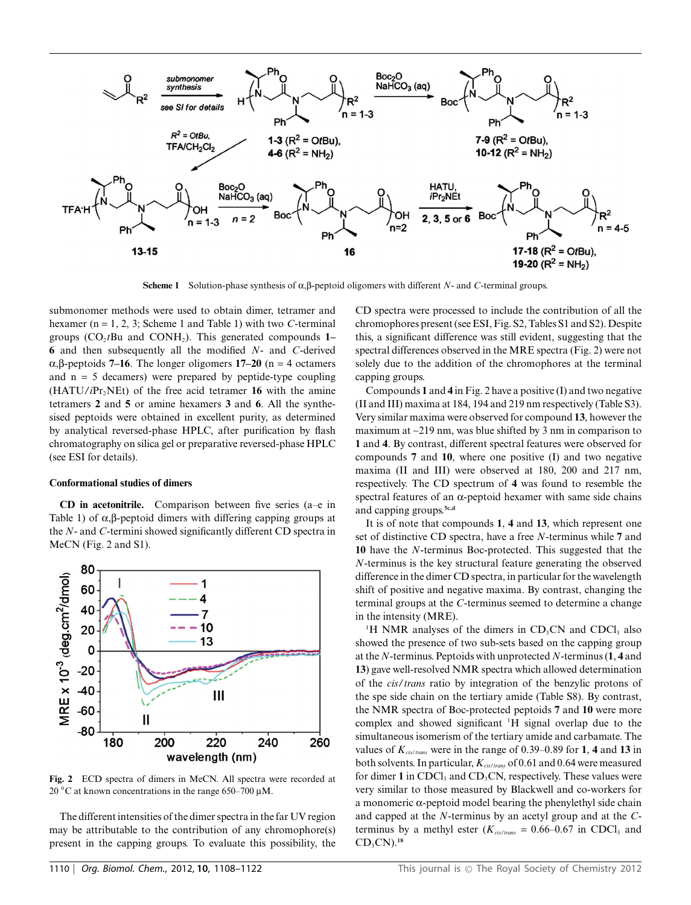**Scheme 1** Solution-phase synthesis of α,β-peptoid oligomers with different *N*- and *C*-terminal groups.

submonomer methods were used to obtain dimer, tetramer and hexamer (n = 1, 2, 3; Scheme 1 and Table 1) with two *C*-terminal groups ($CO_2tBu$ and $CONH_2$). This generated compounds **1–6** and then subsequently all the modified *N*- and *C*-derived α,β-peptoids **7–16**. The longer oligomers **17–20** (n = 4 octamers and n = 5 decamers) were prepared by peptide-type coupling (HATU/*i*Pr$_2$NEt) of the free acid tetramer **16** with the amine tetramers **2** and **5** or amine hexamers **3** and **6**. All the synthesised peptoids were obtained in excellent purity, as determined by analytical reversed-phase HPLC, after purification by flash chromatography on silica gel or preparative reversed-phase HPLC (see ESI for details).

### Conformational studies of dimers

**CD in acetonitrile.** Comparison between five series (a–e in Table 1) of α,β-peptoid dimers with differing capping groups at the *N*- and *C*-termini showed significantly different CD spectra in MeCN (Fig. 2 and S1).

**Fig. 2** ECD spectra of dimers in MeCN. All spectra were recorded at 20 °C at known concentrations in the range 650–700 μM.

The different intensities of the dimer spectra in the far UV region may be attributable to the contribution of any chromophore(s) present in the capping groups. To evaluate this possibility, the CD spectra were processed to include the contribution of all the chromophores present (see ESI, Fig. S2, Tables S1 and S2). Despite this, a significant difference was still evident, suggesting that the spectral differences observed in the MRE spectra (Fig. 2) were not solely due to the addition of the chromophores at the terminal capping groups.

Compounds **1** and **4** in Fig. 2 have a positive (I) and two negative (II and III) maxima at 184, 194 and 219 nm respectively (Table S3). Very similar maxima were observed for compound **13**, however the maximum at ~219 nm, was blue shifted by 3 nm in comparison to **1** and **4**. By contrast, different spectral features were observed for compounds **7** and **10**, where one positive (I) and two negative maxima (II and III) were observed at 180, 200 and 217 nm, respectively. The CD spectrum of **4** was found to resemble the spectral features of an α-peptoid hexamer with same side chains and capping groups.[5c,d]

It is of note that compounds **1**, **4** and **13**, which represent one set of distinctive CD spectra, have a free *N*-terminus while **7** and **10** have the *N*-terminus Boc-protected. This suggested that the *N*-terminus is the key structural feature generating the observed difference in the dimer CD spectra, in particular for the wavelength shift of positive and negative maxima. By contrast, changing the terminal groups at the *C*-terminus seemed to determine a change in the intensity (MRE).

$^1$H NMR analyses of the dimers in $CD_3CN$ and $CDCl_3$ also showed the presence of two sub-sets based on the capping group at the *N*-terminus. Peptoids with unprotected *N*-terminus (**1**, **4** and **13**) gave well-resolved NMR spectra which allowed determination of the *cis*/*trans* ratio by integration of the benzylic protons of the spe side chain on the tertiary amide (Table S8). By contrast, the NMR spectra of Boc-protected peptoids **7** and **10** were more complex and showed significant $^1$H signal overlap due to the simultaneous isomerism of the tertiary amide and carbamate. The values of $K_{cis/trans}$ were in the range of 0.39–0.89 for **1**, **4** and **13** in both solvents. In particular, $K_{cis/trans}$ of 0.61 and 0.64 were measured for dimer **1** in $CDCl_3$ and $CD_3CN$, respectively. These values were very similar to those measured by Blackwell and co-workers for a monomeric α-peptoid model bearing the phenylethyl side chain and capped at the *N*-terminus by an acetyl group and at the *C*-terminus by a methyl ester ($K_{cis/trans}$ = 0.66–0.67 in $CDCl_3$ and $CD_3CN$).[18]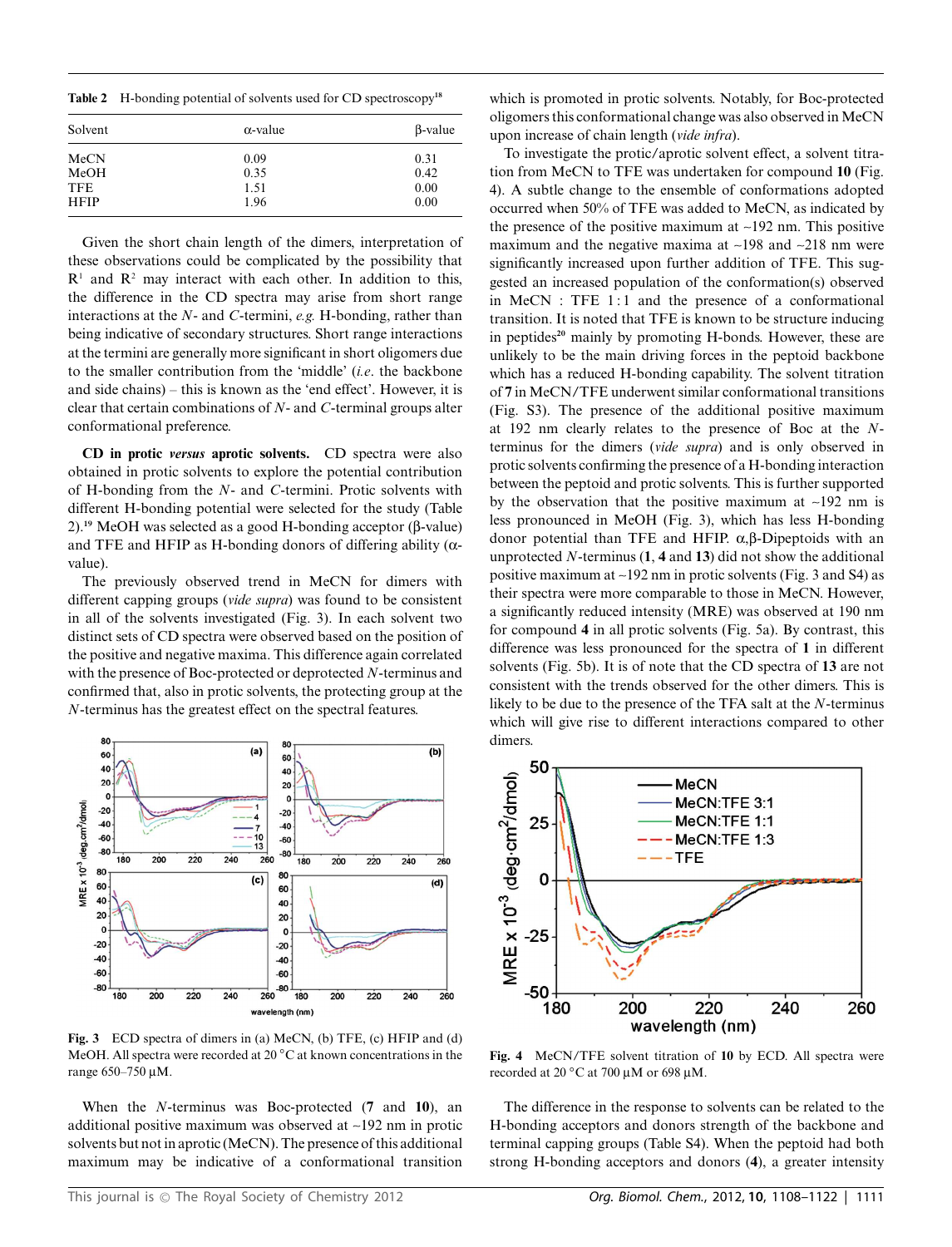**Table 2** H-bonding potential of solvents used for CD spectroscopy[18]

| Solvent | α-value | β-value |
|---|---|---|
| MeCN | 0.09 | 0.31 |
| MeOH | 0.35 | 0.42 |
| TFE | 1.51 | 0.00 |
| HFIP | 1.96 | 0.00 |

Given the short chain length of the dimers, interpretation of these observations could be complicated by the possibility that $R^1$ and $R^2$ may interact with each other. In addition to this, the difference in the CD spectra may arise from short range interactions at the *N*- and *C*-termini, *e.g.* H-bonding, rather than being indicative of secondary structures. Short range interactions at the termini are generally more significant in short oligomers due to the smaller contribution from the 'middle' (*i.e.* the backbone and side chains) – this is known as the 'end effect'. However, it is clear that certain combinations of *N*- and *C*-terminal groups alter conformational preference.

**CD in protic *versus* aprotic solvents.** CD spectra were also obtained in protic solvents to explore the potential contribution of H-bonding from the *N*- and *C*-termini. Protic solvents with different H-bonding potential were selected for the study (Table 2).[19] MeOH was selected as a good H-bonding acceptor (β-value) and TFE and HFIP as H-bonding donors of differing ability (α-value).

The previously observed trend in MeCN for dimers with different capping groups (*vide supra*) was found to be consistent in all of the solvents investigated (Fig. 3). In each solvent two distinct sets of CD spectra were observed based on the position of the positive and negative maxima. This difference again correlated with the presence of Boc-protected or deprotected *N*-terminus and confirmed that, also in protic solvents, the protecting group at the *N*-terminus has the greatest effect on the spectral features.

Fig. 3 ECD spectra of dimers in (a) MeCN, (b) TFE, (c) HFIP and (d) MeOH. All spectra were recorded at 20 °C at known concentrations in the range 650–750 μM.

When the *N*-terminus was Boc-protected (**7** and **10**), an additional positive maximum was observed at ~192 nm in protic solvents but not in aprotic (MeCN). The presence of this additional maximum may be indicative of a conformational transition which is promoted in protic solvents. Notably, for Boc-protected oligomers this conformational change was also observed in MeCN upon increase of chain length (*vide infra*).

To investigate the protic/aprotic solvent effect, a solvent titration from MeCN to TFE was undertaken for compound **10** (Fig. 4). A subtle change to the ensemble of conformations adopted occurred when 50% of TFE was added to MeCN, as indicated by the presence of the positive maximum at ~192 nm. This positive maximum and the negative maxima at ~198 and ~218 nm were significantly increased upon further addition of TFE. This suggested an increased population of the conformation(s) observed in MeCN : TFE 1 : 1 and the presence of a conformational transition. It is noted that TFE is known to be structure inducing in peptides[20] mainly by promoting H-bonds. However, these are unlikely to be the main driving forces in the peptoid backbone which has a reduced H-bonding capability. The solvent titration of **7** in MeCN/TFE underwent similar conformational transitions (Fig. S3). The presence of the additional positive maximum at 192 nm clearly relates to the presence of Boc at the *N*-terminus for the dimers (*vide supra*) and is only observed in protic solvents confirming the presence of a H-bonding interaction between the peptoid and protic solvents. This is further supported by the observation that the positive maximum at ~192 nm is less pronounced in MeOH (Fig. 3), which has less H-bonding donor potential than TFE and HFIP. α,β-Dipeptoids with an unprotected *N*-terminus (**1**, **4** and **13**) did not show the additional positive maximum at ~192 nm in protic solvents (Fig. 3 and S4) as their spectra were more comparable to those in MeCN. However, a significantly reduced intensity (MRE) was observed at 190 nm for compound **4** in all protic solvents (Fig. 5a). By contrast, this difference was less pronounced for the spectra of **1** in different solvents (Fig. 5b). It is of note that the CD spectra of **13** are not consistent with the trends observed for the other dimers. This is likely to be due to the presence of the TFA salt at the *N*-terminus which will give rise to different interactions compared to other dimers.

Fig. 4 MeCN/TFE solvent titration of **10** by ECD. All spectra were recorded at 20 °C at 700 μM or 698 μM.

The difference in the response to solvents can be related to the H-bonding acceptors and donors strength of the backbone and terminal capping groups (Table S4). When the peptoid had both strong H-bonding acceptors and donors (**4**), a greater intensity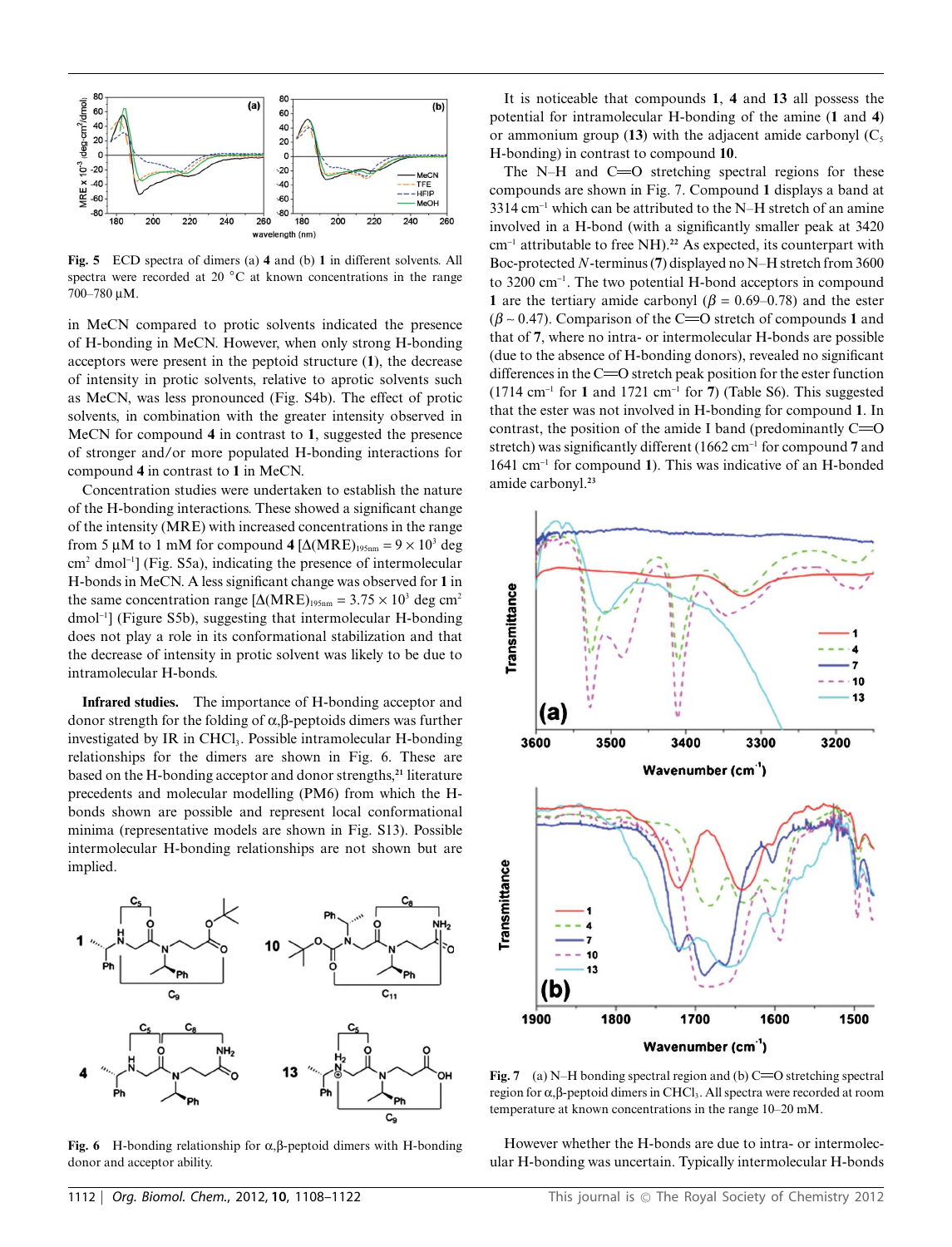Fig. 5 ECD spectra of dimers (a) **4** and (b) **1** in different solvents. All spectra were recorded at 20 °C at known concentrations in the range 700–780 μM.

in MeCN compared to protic solvents indicated the presence of H-bonding in MeCN. However, when only strong H-bonding acceptors were present in the peptoid structure (**1**), the decrease of intensity in protic solvents, relative to aprotic solvents such as MeCN, was less pronounced (Fig. S4b). The effect of protic solvents, in combination with the greater intensity observed in MeCN for compound **4** in contrast to **1**, suggested the presence of stronger and/or more populated H-bonding interactions for compound **4** in contrast to **1** in MeCN.

Concentration studies were undertaken to establish the nature of the H-bonding interactions. These showed a significant change of the intensity (MRE) with increased concentrations in the range from 5 μM to 1 mM for compound **4** [$\Delta(\text{MRE})_{195\text{nm}} = 9 \times 10^3$ deg cm$^2$ dmol$^{-1}$] (Fig. S5a), indicating the presence of intermolecular H-bonds in MeCN. A less significant change was observed for **1** in the same concentration range [$\Delta(\text{MRE})_{195\text{nm}} = 3.75 \times 10^3$ deg cm$^2$ dmol$^{-1}$] (Figure S5b), suggesting that intermolecular H-bonding does not play a role in its conformational stabilization and that the decrease of intensity in protic solvent was likely to be due to intramolecular H-bonds.

**Infrared studies.** The importance of H-bonding acceptor and donor strength for the folding of α,β-peptoids dimers was further investigated by IR in $CHCl_3$. Possible intramolecular H-bonding relationships for the dimers are shown in Fig. 6. These are based on the H-bonding acceptor and donor strengths,[21] literature precedents and molecular modelling (PM6) from which the H-bonds shown are possible and represent local conformational minima (representative models are shown in Fig. S13). Possible intermolecular H-bonding relationships are not shown but are implied.

Fig. 6 H-bonding relationship for α,β-peptoid dimers with H-bonding donor and acceptor ability.

It is noticeable that compounds **1**, **4** and **13** all possess the potential for intramolecular H-bonding of the amine (**1** and **4**) or ammonium group (**13**) with the adjacent amide carbonyl ($C_5$ H-bonding) in contrast to compound **10**.

The N–H and C=O stretching spectral regions for these compounds are shown in Fig. 7. Compound **1** displays a band at 3314 cm$^{-1}$ which can be attributed to the N–H stretch of an amine involved in a H-bond (with a significantly smaller peak at 3420 cm$^{-1}$ attributable to free NH).[22] As expected, its counterpart with Boc-protected *N*-terminus (**7**) displayed no N–H stretch from 3600 to 3200 cm$^{-1}$. The two potential H-bond acceptors in compound **1** are the tertiary amide carbonyl ($\beta$ = 0.69–0.78) and the ester ($\beta \sim 0.47$). Comparison of the C=O stretch of compounds **1** and that of **7**, where no intra- or intermolecular H-bonds are possible (due to the absence of H-bonding donors), revealed no significant differences in the C=O stretch peak position for the ester function (1714 cm$^{-1}$ for **1** and 1721 cm$^{-1}$ for **7**) (Table S6). This suggested that the ester was not involved in H-bonding for compound **1**. In contrast, the position of the amide I band (predominantly C=O stretch) was significantly different (1662 cm$^{-1}$ for compound **7** and 1641 cm$^{-1}$ for compound **1**). This was indicative of an H-bonded amide carbonyl.[23]

Fig. 7 (a) N–H bonding spectral region and (b) C=O stretching spectral region for α,β-peptoid dimers in $CHCl_3$. All spectra were recorded at room temperature at known concentrations in the range 10–20 mM.

However whether the H-bonds are due to intra- or intermolecular H-bonding was uncertain. Typically intermolecular H-bonds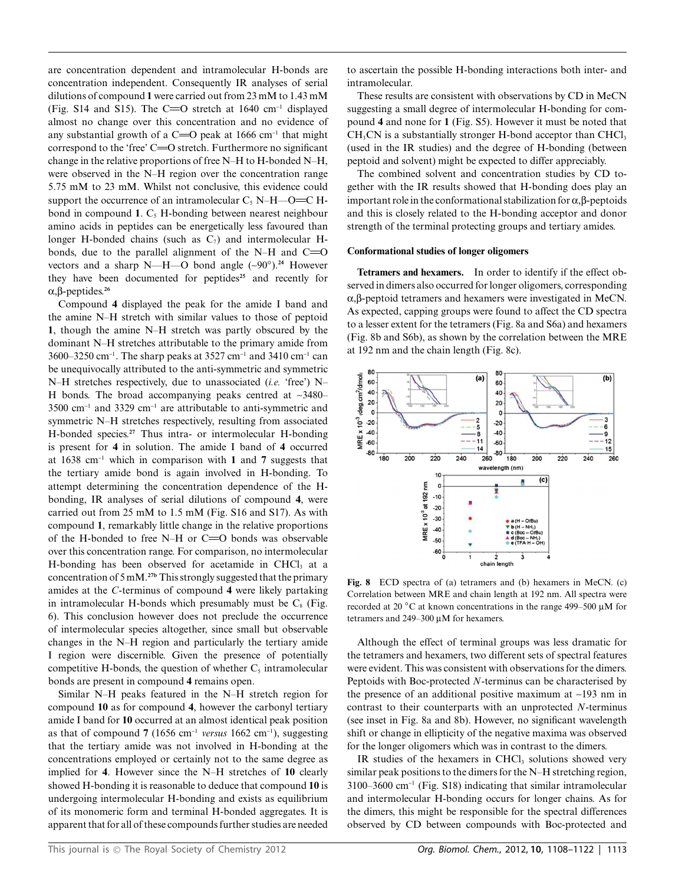are concentration dependent and intramolecular H-bonds are concentration independent. Consequently IR analyses of serial dilutions of compound **1** were carried out from 23 mM to 1.43 mM (Fig. S14 and S15). The C═O stretch at 1640 $cm^{-1}$ displayed almost no change over this concentration and no evidence of any substantial growth of a C═O peak at 1666 $cm^{-1}$ that might correspond to the 'free' C═O stretch. Furthermore no significant change in the relative proportions of free N–H to H-bonded N–H, were observed in the N–H region over the concentration range 5.75 mM to 23 mM. Whilst not conclusive, this evidence could support the occurrence of an intramolecular $C_5$ N–H—O═C H-bond in compound **1**. $C_5$ H-bonding between nearest neighbour amino acids in peptides can be energetically less favoured than longer H-bonded chains (such as $C_7$) and intermolecular H-bonds, due to the parallel alignment of the N–H and C═O vectors and a sharp N—H—O bond angle (~90°).[24] However they have been documented for peptides[25] and recently for α,β-peptides.[26]

Compound **4** displayed the peak for the amide I band and the amine N–H stretch with similar values to those of peptoid **1**, though the amine N–H stretch was partly obscured by the dominant N–H stretches attributable to the primary amide from 3600–3250 $cm^{-1}$. The sharp peaks at 3527 $cm^{-1}$ and 3410 $cm^{-1}$ can be unequivocally attributed to the anti-symmetric and symmetric N–H stretches respectively, due to unassociated (*i.e.* 'free') N–H bonds. The broad accompanying peaks centred at ~3480–3500 $cm^{-1}$ and 3329 $cm^{-1}$ are attributable to anti-symmetric and symmetric N–H stretches respectively, resulting from associated H-bonded species.[27] Thus intra- or intermolecular H-bonding is present for **4** in solution. The amide I band of **4** occurred at 1638 $cm^{-1}$ which in comparison with **1** and **7** suggests that the tertiary amide bond is again involved in H-bonding. To attempt determining the concentration dependence of the H-bonding, IR analyses of serial dilutions of compound **4**, were carried out from 25 mM to 1.5 mM (Fig. S16 and S17). As with compound **1**, remarkably little change in the relative proportions of the H-bonded to free N–H or C═O bonds was observable over this concentration range. For comparison, no intermolecular H-bonding has been observed for acetamide in $CHCl_3$ at a concentration of 5 mM.[27b] This strongly suggested that the primary amides at the *C*-terminus of compound **4** were likely partaking in intramolecular H-bonds which presumably must be $C_8$ (Fig. 6). This conclusion however does not preclude the occurrence of intermolecular species altogether, since small but observable changes in the N–H region and particularly the tertiary amide I region were discernible. Given the presence of potentially competitive H-bonds, the question of whether $C_5$ intramolecular bonds are present in compound **4** remains open.

Similar N–H peaks featured in the N–H stretch region for compound **10** as for compound **4**, however the carbonyl tertiary amide I band for **10** occurred at an almost identical peak position as that of compound **7** (1656 $cm^{-1}$ *versus* 1662 $cm^{-1}$), suggesting that the tertiary amide was not involved in H-bonding at the concentrations employed or certainly not to the same degree as implied for **4**. However since the N–H stretches of **10** clearly showed H-bonding it is reasonable to deduce that compound **10** is undergoing intermolecular H-bonding and exists as equilibrium of its monomeric form and terminal H-bonded aggregates. It is apparent that for all of these compounds further studies are needed to ascertain the possible H-bonding interactions both inter- and intramolecular.

These results are consistent with observations by CD in MeCN suggesting a small degree of intermolecular H-bonding for compound **4** and none for **1** (Fig. S5). However it must be noted that $CH_3CN$ is a substantially stronger H-bond acceptor than $CHCl_3$ (used in the IR studies) and the degree of H-bonding (between peptoid and solvent) might be expected to differ appreciably.

The combined solvent and concentration studies by CD together with the IR results showed that H-bonding does play an important role in the conformational stabilization for α,β-peptoids and this is closely related to the H-bonding acceptor and donor strength of the terminal protecting groups and tertiary amides.

### Conformational studies of longer oligomers

**Tetramers and hexamers.** In order to identify if the effect observed in dimers also occurred for longer oligomers, corresponding α,β-peptoid tetramers and hexamers were investigated in MeCN. As expected, capping groups were found to affect the CD spectra to a lesser extent for the tetramers (Fig. 8a and S6a) and hexamers (Fig. 8b and S6b), as shown by the correlation between the MRE at 192 nm and the chain length (Fig. 8c).

**Fig. 8** ECD spectra of (a) tetramers and (b) hexamers in MeCN. (c) Correlation between MRE and chain length at 192 nm. All spectra were recorded at 20 °C at known concentrations in the range 499–500 μM for tetramers and 249–300 μM for hexamers.

Although the effect of terminal groups was less dramatic for the tetramers and hexamers, two different sets of spectral features were evident. This was consistent with observations for the dimers. Peptoids with Boc-protected *N*-terminus can be characterised by the presence of an additional positive maximum at ~193 nm in contrast to their counterparts with an unprotected *N*-terminus (see inset in Fig. 8a and 8b). However, no significant wavelength shift or change in ellipticity of the negative maxima was observed for the longer oligomers which was in contrast to the dimers.

IR studies of the hexamers in $CHCl_3$ solutions showed very similar peak positions to the dimers for the N–H stretching region, 3100–3600 $cm^{-1}$ (Fig. S18) indicating that similar intramolecular and intermolecular H-bonding occurs for longer chains. As for the dimers, this might be responsible for the spectral differences observed by CD between compounds with Boc-protected and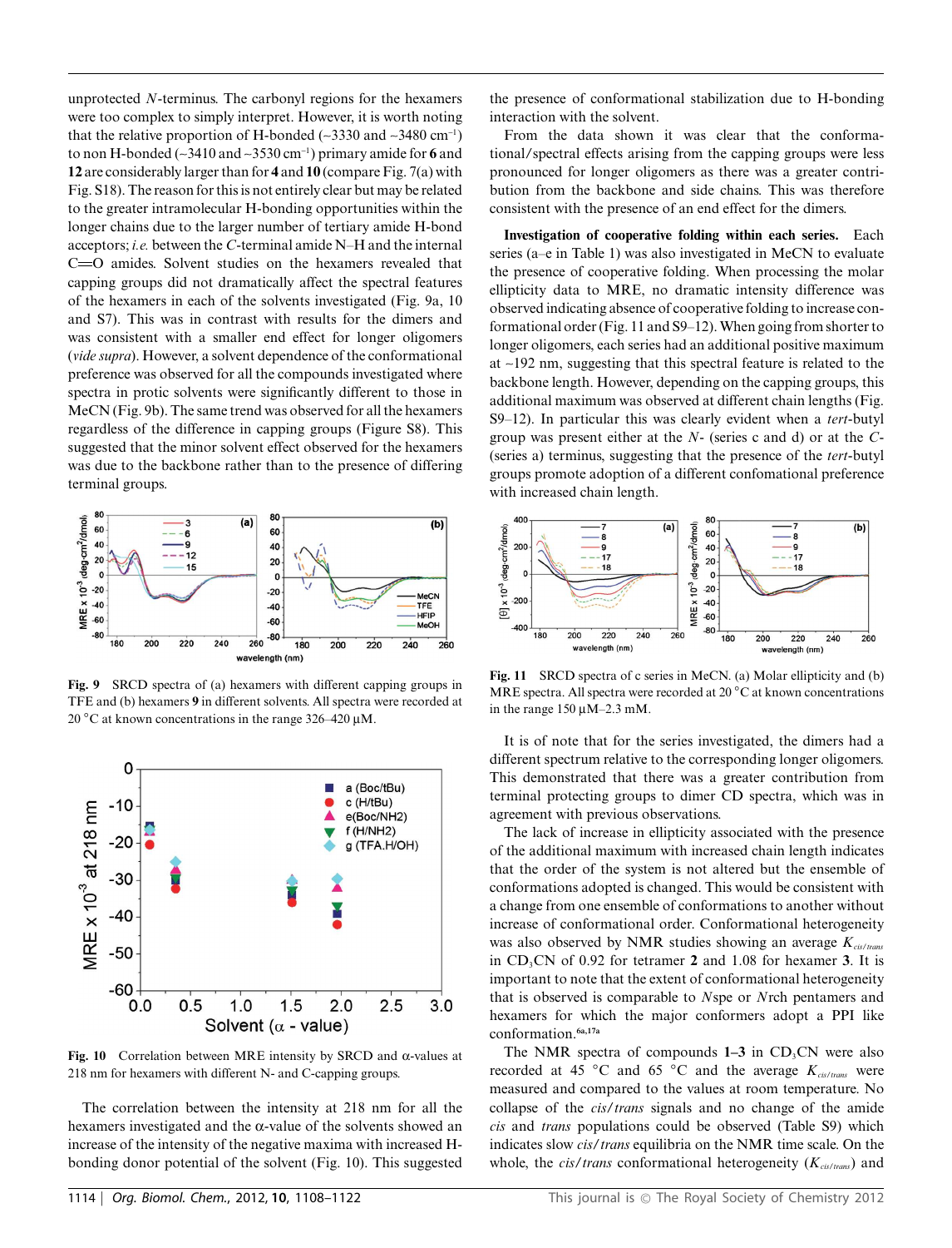unprotected *N*-terminus. The carbonyl regions for the hexamers were too complex to simply interpret. However, it is worth noting that the relative proportion of H-bonded (~3330 and ~3480 $cm^{-1}$) to non H-bonded (~3410 and ~3530 $cm^{-1}$) primary amide for **6** and **12** are considerably larger than for **4** and **10** (compare Fig. 7(a) with Fig. S18). The reason for this is not entirely clear but may be related to the greater intramolecular H-bonding opportunities within the longer chains due to the larger number of tertiary amide H-bond acceptors; *i.e.* between the *C*-terminal amide N–H and the internal C=O amides. Solvent studies on the hexamers revealed that capping groups did not dramatically affect the spectral features of the hexamers in each of the solvents investigated (Fig. 9a, 10 and S7). This was in contrast with results for the dimers and was consistent with a smaller end effect for longer oligomers (*vide supra*). However, a solvent dependence of the conformational preference was observed for all the compounds investigated where spectra in protic solvents were significantly different to those in MeCN (Fig. 9b). The same trend was observed for all the hexamers regardless of the difference in capping groups (Figure S8). This suggested that the minor solvent effect observed for the hexamers was due to the backbone rather than to the presence of differing terminal groups.

**Fig. 9** SRCD spectra of (a) hexamers with different capping groups in TFE and (b) hexamers **9** in different solvents. All spectra were recorded at 20 °C at known concentrations in the range 326–420 μM.

**Fig. 10** Correlation between MRE intensity by SRCD and α-values at 218 nm for hexamers with different N- and C-capping groups.

The correlation between the intensity at 218 nm for all the hexamers investigated and the α-value of the solvents showed an increase of the intensity of the negative maxima with increased H-bonding donor potential of the solvent (Fig. 10). This suggested the presence of conformational stabilization due to H-bonding interaction with the solvent.

From the data shown it was clear that the conformational/spectral effects arising from the capping groups were less pronounced for longer oligomers as there was a greater contribution from the backbone and side chains. This was therefore consistent with the presence of an end effect for the dimers.

**Investigation of cooperative folding within each series.** Each series (a–e in Table 1) was also investigated in MeCN to evaluate the presence of cooperative folding. When processing the molar ellipticity data to MRE, no dramatic intensity difference was observed indicating absence of cooperative folding to increase conformational order (Fig. 11 and S9–12). When going from shorter to longer oligomers, each series had an additional positive maximum at ~192 nm, suggesting that this spectral feature is related to the backbone length. However, depending on the capping groups, this additional maximum was observed at different chain lengths (Fig. S9–12). In particular this was clearly evident when a *tert*-butyl group was present either at the *N*- (series c and d) or at the *C*- (series a) terminus, suggesting that the presence of the *tert*-butyl groups promote adoption of a different confomational preference with increased chain length.

**Fig. 11** SRCD spectra of c series in MeCN. (a) Molar ellipticity and (b) MRE spectra. All spectra were recorded at 20 °C at known concentrations in the range 150 μM–2.3 mM.

It is of note that for the series investigated, the dimers had a different spectrum relative to the corresponding longer oligomers. This demonstrated that there was a greater contribution from terminal protecting groups to dimer CD spectra, which was in agreement with previous observations.

The lack of increase in ellipticity associated with the presence of the additional maximum with increased chain length indicates that the order of the system is not altered but the ensemble of conformations adopted is changed. This would be consistent with a change from one ensemble of conformations to another without increase of conformational order. Conformational heterogeneity was also observed by NMR studies showing an average $K_{cis/trans}$ in $CD_3CN$ of 0.92 for tetramer **2** and 1.08 for hexamer **3**. It is important to note that the extent of conformational heterogeneity that is observed is comparable to *N*spe or *N*rch pentamers and hexamers for which the major conformers adopt a PPI like conformation.[6a,17a]

The NMR spectra of compounds **1–3** in $CD_3CN$ were also recorded at 45 °C and 65 °C and the average $K_{cis/trans}$ were measured and compared to the values at room temperature. No collapse of the *cis*/*trans* signals and no change of the amide *cis* and *trans* populations could be observed (Table S9) which indicates slow *cis*/*trans* equilibria on the NMR time scale. On the whole, the *cis*/*trans* conformational heterogeneity ($K_{cis/trans}$) and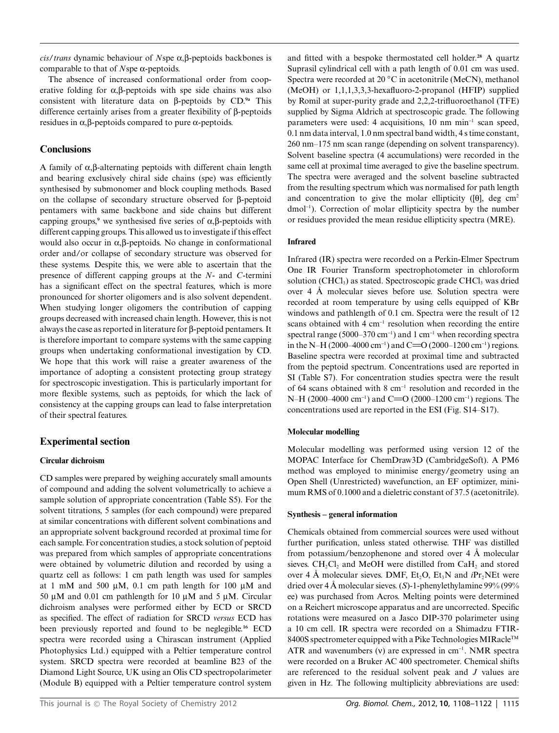*cis*/*trans* dynamic behaviour of *N*spe α,β-peptoids backbones is comparable to that of *N*spe α-peptoids.

The absence of increased conformational order from cooperative folding for α,β-peptoids with spe side chains was also consistent with literature data on β-peptoids by CD.[9a] This difference certainly arises from a greater flexibility of β-peptoids residues in α,β-peptoids compared to pure α-peptoids.

## Conclusions

A family of α,β-alternating peptoids with different chain length and bearing exclusively chiral side chains (spe) was efficiently synthesised by submonomer and block coupling methods. Based on the collapse of secondary structure observed for β-peptoid pentamers with same backbone and side chains but different capping groups,[9] we synthesised five series of α,β-peptoids with different capping groups. This allowed us to investigate if this effect would also occur in α,β-peptoids. No change in conformational order and/or collapse of secondary structure was observed for these systems. Despite this, we were able to ascertain that the presence of different capping groups at the *N*- and *C*-termini has a significant effect on the spectral features, which is more pronounced for shorter oligomers and is also solvent dependent. When studying longer oligomers the contribution of capping groups decreased with increased chain length. However, this is not always the case as reported in literature for β-peptoid pentamers. It is therefore important to compare systems with the same capping groups when undertaking conformational investigation by CD. We hope that this work will raise a greater awareness of the importance of adopting a consistent protecting group strategy for spectroscopic investigation. This is particularly important for more flexible systems, such as peptoids, for which the lack of consistency at the capping groups can lead to false interpretation of their spectral features.

## Experimental section

### Circular dichroism

CD samples were prepared by weighing accurately small amounts of compound and adding the solvent volumetrically to achieve a sample solution of appropriate concentration (Table S5). For the solvent titrations, 5 samples (for each compound) were prepared at similar concentrations with different solvent combinations and an appropriate solvent background recorded at proximal time for each sample. For concentration studies, a stock solution of peptoid was prepared from which samples of appropriate concentrations were obtained by volumetric dilution and recorded by using a quartz cell as follows: 1 cm path length was used for samples at 1 mM and 500 μM, 0.1 cm path length for 100 μM and 50 μM and 0.01 cm pathlength for 10 μM and 5 μM. Circular dichroism analyses were performed either by ECD or SRCD as specified. The effect of radiation for SRCD *versus* ECD has been previously reported and found to be neglegible.[16] ECD spectra were recorded using a Chirascan instrument (Applied Photophysics Ltd.) equipped with a Peltier temperature control system. SRCD spectra were recorded at beamline B23 of the Diamond Light Source, UK using an Olis CD spectropolarimeter (Module B) equipped with a Peltier temperature control system and fitted with a bespoke thermostated cell holder.[28] A quartz Suprasil cylindrical cell with a path length of 0.01 cm was used. Spectra were recorded at 20 °C in acetonitrile (MeCN), methanol (MeOH) or 1,1,1,3,3,3-hexafluoro-2-propanol (HFIP) supplied by Romil at super-purity grade and 2,2,2-trifluoroethanol (TFE) supplied by Sigma Aldrich at spectroscopic grade. The following parameters were used: 4 acquisitions, 10 nm $min^{-1}$ scan speed, 0.1 nm data interval, 1.0 nm spectral band width, 4 s time constant, 260 nm–175 nm scan range (depending on solvent transparency). Solvent baseline spectra (4 accumulations) were recorded in the same cell at proximal time averaged to give the baseline spectrum. The spectra were averaged and the solvent baseline subtracted from the resulting spectrum which was normalised for path length and concentration to give the molar ellipticity ([θ], deg $cm^2$ $dmol^{-1}$). Correction of molar ellipticity spectra by the number or residues provided the mean residue ellipticity spectra (MRE).

### Infrared

Infrared (IR) spectra were recorded on a Perkin-Elmer Spectrum One IR Fourier Transform spectrophotometer in chloroform solution ($CHCl_3$) as stated. Spectroscopic grade $CHCl_3$ was dried over 4 Å molecular sieves before use. Solution spectra were recorded at room temperature by using cells equipped of KBr windows and pathlength of 0.1 cm. Spectra were the result of 12 scans obtained with 4 $cm^{-1}$ resolution when recording the entire spectral range (5000–370 $cm^{-1}$) and 1 $cm^{-1}$ when recording spectra in the N–H (2000–4000 $cm^{-1}$) and C=O (2000–1200 $cm^{-1}$) regions. Baseline spectra were recorded at proximal time and subtracted from the peptoid spectrum. Concentrations used are reported in SI (Table S7). For concentration studies spectra were the result of 64 scans obtained with 8 $cm^{-1}$ resolution and recorded in the N–H (2000–4000 $cm^{-1}$) and C=O (2000–1200 $cm^{-1}$) regions. The concentrations used are reported in the ESI (Fig. S14–S17).

### Molecular modelling

Molecular modelling was performed using version 12 of the MOPAC Interface for ChemDraw3D (CambridgeSoft). A PM6 method was employed to minimise energy/geometry using an Open Shell (Unrestricted) wavefunction, an EF optimizer, minimum RMS of 0.1000 and a dieletric constant of 37.5 (acetonitrile).

### Synthesis – general information

Chemicals obtained from commercial sources were used without further purification, unless stated otherwise. THF was distilled from potassium/benzophenone and stored over 4 Å molecular sieves. $CH_2Cl_2$ and MeOH were distilled from $CaH_2$ and stored over 4 Å molecular sieves. DMF, $Et_2O$, $Et_3N$ and *i*$Pr_2$NEt were dried over 4 Å molecular sieves. (*S*)-1-phenylethylamine 99% (99% ee) was purchased from Acros. Melting points were determined on a Reichert microscope apparatus and are uncorrected. Specific rotations were measured on a Jasco DIP-370 polarimeter using a 10 cm cell. IR spectra were recorded on a Shimadzu FTIR-8400S spectrometer equipped with a Pike Technologies MIRacle™ ATR and wavenumbers (ν) are expressed in $cm^{-1}$. NMR spectra were recorded on a Bruker AC 400 spectrometer. Chemical shifts are referenced to the residual solvent peak and *J* values are given in Hz. The following multiplicity abbreviations are used: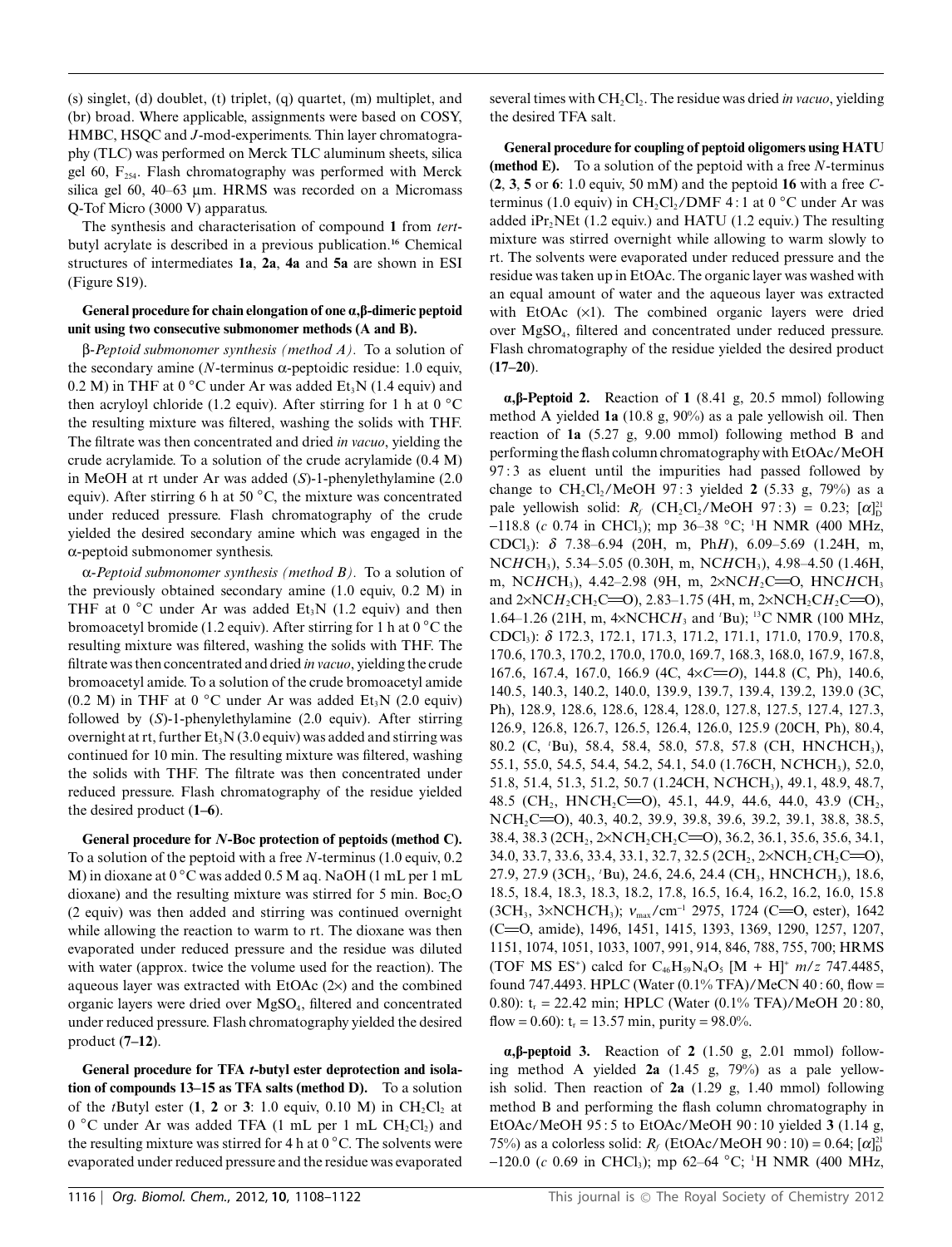(s) singlet, (d) doublet, (t) triplet, (q) quartet, (m) multiplet, and (br) broad. Where applicable, assignments were based on COSY, HMBC, HSQC and *J*-mod-experiments. Thin layer chromatography (TLC) was performed on Merck TLC aluminum sheets, silica gel 60, $F_{254}$. Flash chromatography was performed with Merck silica gel 60, 40–63 μm. HRMS was recorded on a Micromass Q-Tof Micro (3000 V) apparatus.

The synthesis and characterisation of compound **1** from *tert*-butyl acrylate is described in a previous publication.[16] Chemical structures of intermediates **1a**, **2a**, **4a** and **5a** are shown in ESI (Figure S19).

**General procedure for chain elongation of one α,β-dimeric peptoid unit using two consecutive submonomer methods (A and B).**

*β-Peptoid submonomer synthesis (method A).* To a solution of the secondary amine (*N*-terminus α-peptoidic residue: 1.0 equiv, 0.2 M) in THF at 0 °C under Ar was added $Et_3N$ (1.4 equiv) and then acryloyl chloride (1.2 equiv). After stirring for 1 h at 0 °C the resulting mixture was filtered, washing the solids with THF. The filtrate was then concentrated and dried *in vacuo*, yielding the crude acrylamide. To a solution of the crude acrylamide (0.4 M) in MeOH at rt under Ar was added (*S*)-1-phenylethylamine (2.0 equiv). After stirring 6 h at 50 °C, the mixture was concentrated under reduced pressure. Flash chromatography of the crude yielded the desired secondary amine which was engaged in the α-peptoid submonomer synthesis.

*α-Peptoid submonomer synthesis (method B).* To a solution of the previously obtained secondary amine (1.0 equiv, 0.2 M) in THF at 0 °C under Ar was added $Et_3N$ (1.2 equiv) and then bromoacetyl bromide (1.2 equiv). After stirring for 1 h at 0 °C the resulting mixture was filtered, washing the solids with THF. The filtrate was then concentrated and dried *in vacuo*, yielding the crude bromoacetyl amide. To a solution of the crude bromoacetyl amide (0.2 M) in THF at 0 °C under Ar was added $Et_3N$ (2.0 equiv) followed by (*S*)-1-phenylethylamine (2.0 equiv). After stirring overnight at rt, further $Et_3N$ (3.0 equiv) was added and stirring was continued for 10 min. The resulting mixture was filtered, washing the solids with THF. The filtrate was then concentrated under reduced pressure. Flash chromatography of the residue yielded the desired product (**1–6**).

**General procedure for *N*-Boc protection of peptoids (method C).** To a solution of the peptoid with a free *N*-terminus (1.0 equiv, 0.2 M) in dioxane at 0 °C was added 0.5 M aq. NaOH (1 mL per 1 mL dioxane) and the resulting mixture was stirred for 5 min. $Boc_2O$ (2 equiv) was then added and stirring was continued overnight while allowing the reaction to warm to rt. The dioxane was then evaporated under reduced pressure and the residue was diluted with water (approx. twice the volume used for the reaction). The aqueous layer was extracted with EtOAc (2×) and the combined organic layers were dried over $MgSO_4$, filtered and concentrated under reduced pressure. Flash chromatography yielded the desired product (**7–12**).

**General procedure for TFA *t*-butyl ester deprotection and isolation of compounds 13–15 as TFA salts (method D).** To a solution of the *t*Butyl ester (**1**, **2** or **3**: 1.0 equiv, 0.10 M) in $CH_2Cl_2$ at 0 °C under Ar was added TFA (1 mL per 1 mL $CH_2Cl_2$) and the resulting mixture was stirred for 4 h at 0 °C. The solvents were evaporated under reduced pressure and the residue was evaporated several times with $CH_2Cl_2$. The residue was dried *in vacuo*, yielding the desired TFA salt.

**General procedure for coupling of peptoid oligomers using HATU (method E).** To a solution of the peptoid with a free *N*-terminus (**2**, **3**, **5** or **6**: 1.0 equiv, 50 mM) and the peptoid **16** with a free *C*-terminus (1.0 equiv) in $CH_2Cl_2$/DMF 4 : 1 at 0 °C under Ar was added $iPr_2NEt$ (1.2 equiv.) and HATU (1.2 equiv.) The resulting mixture was stirred overnight while allowing to warm slowly to rt. The solvents were evaporated under reduced pressure and the residue was taken up in EtOAc. The organic layer was washed with an equal amount of water and the aqueous layer was extracted with EtOAc (×1). The combined organic layers were dried over $MgSO_4$, filtered and concentrated under reduced pressure. Flash chromatography of the residue yielded the desired product (**17–20**).

**α,β-Peptoid 2.** Reaction of **1** (8.41 g, 20.5 mmol) following method A yielded **1a** (10.8 g, 90%) as a pale yellowish oil. Then reaction of **1a** (5.27 g, 9.00 mmol) following method B and performing the flash column chromatography with EtOAc/MeOH 97 : 3 as eluent until the impurities had passed followed by change to $CH_2Cl_2$/MeOH 97 : 3 yielded **2** (5.33 g, 79%) as a pale yellowish solid: $R_f$ ($CH_2Cl_2$/MeOH 97 : 3) = 0.23; $[\alpha]_D^{21}$ −118.8 (*c* 0.74 in $CHCl_3$); mp 36–38 °C; $^1$H NMR (400 MHz, $CDCl_3$): δ 7.38–6.94 (20H, m, Ph*H*), 6.09–5.69 (1.24H, m, NC*H*CH$_3$), 5.34–5.05 (0.30H, m, NC*H*CH$_3$), 4.98–4.50 (1.46H, m, NC*H*CH$_3$), 4.42–2.98 (9H, m, 2×NC*H*$_2$C=O, HNC*H*CH$_3$ and 2×NC*H*$_2$CH$_2$C=O), 2.83–1.75 (4H, m, 2×NCH$_2$C*H*$_2$C=O), 1.64–1.26 (21H, m, 4×NCHC*H*$_3$ and $^t$Bu); $^{13}$C NMR (100 MHz, $CDCl_3$): δ 172.3, 172.1, 171.3, 171.2, 171.1, 171.0, 170.9, 170.8, 170.6, 170.3, 170.2, 170.0, 170.0, 169.7, 168.3, 168.0, 167.9, 167.8, 167.6, 167.4, 167.0, 166.9 (4C, 4×*C*=*O*), 144.8 (C, Ph), 140.6, 140.5, 140.3, 140.2, 140.0, 139.9, 139.7, 139.4, 139.2, 139.0 (3C, Ph), 128.9, 128.6, 128.6, 128.4, 128.0, 127.8, 127.5, 127.4, 127.3, 126.9, 126.8, 126.7, 126.5, 126.4, 126.0, 125.9 (20CH, Ph), 80.4, 80.2 (C, $^t$Bu), 58.4, 58.4, 58.0, 57.8, 57.8 (CH, HN*C*HCH$_3$), 55.1, 55.0, 54.5, 54.4, 54.2, 54.1, 54.0 (1.76CH, N*C*HCH$_3$), 52.0, 51.8, 51.4, 51.3, 51.2, 50.7 (1.24CH, N*C*HCH$_3$), 49.1, 48.9, 48.7, 48.5 (CH$_2$, HN*C*H$_2$C=O), 45.1, 44.9, 44.6, 44.0, 43.9 (CH$_2$, N*C*H$_2$C=O), 40.3, 40.2, 39.9, 39.8, 39.6, 39.2, 39.1, 38.8, 38.5, 38.4, 38.3 (2CH$_2$, 2×N*C*H$_2$CH$_2$C=O), 36.2, 36.1, 35.6, 35.6, 34.1, 34.0, 33.7, 33.6, 33.4, 33.1, 32.7, 32.5 (2CH$_2$, 2×NCH$_2$*C*H$_2$C=O), 27.9, 27.9 (3CH$_3$, $^t$Bu), 24.6, 24.6, 24.4 (CH$_3$, HNCH*C*H$_3$), 18.6, 18.5, 18.4, 18.3, 18.3, 18.2, 17.8, 16.5, 16.4, 16.2, 16.2, 16.0, 15.8 (3CH$_3$, 3×NCHC*H*$_3$); $\nu_{max}$/cm$^{-1}$ 2975, 1724 (C=O, ester), 1642 (C=O, amide), 1496, 1451, 1415, 1393, 1369, 1290, 1257, 1207, 1151, 1074, 1051, 1033, 1007, 991, 914, 846, 788, 755, 700; HRMS (TOF MS ES$^+$) calcd for $C_{46}H_{59}N_4O_5$ [M + H]$^+$ *m*/*z* 747.4485, found 747.4493. HPLC (Water (0.1% TFA)/MeCN 40 : 60, flow = 0.80): $t_r$ = 22.42 min; HPLC (Water (0.1% TFA)/MeOH 20 : 80, flow = 0.60): $t_r$ = 13.57 min, purity = 98.0%.

**α,β-peptoid 3.** Reaction of **2** (1.50 g, 2.01 mmol) following method A yielded **2a** (1.45 g, 79%) as a pale yellowish solid. Then reaction of **2a** (1.29 g, 1.40 mmol) following method B and performing the flash column chromatography in EtOAc/MeOH 95 : 5 to EtOAc/MeOH 90 : 10 yielded **3** (1.14 g, 75%) as a colorless solid: $R_f$ (EtOAc/MeOH 90 : 10) = 0.64; $[\alpha]_D^{21}$ −120.0 (*c* 0.69 in $CHCl_3$); mp 62–64 °C; $^1$H NMR (400 MHz,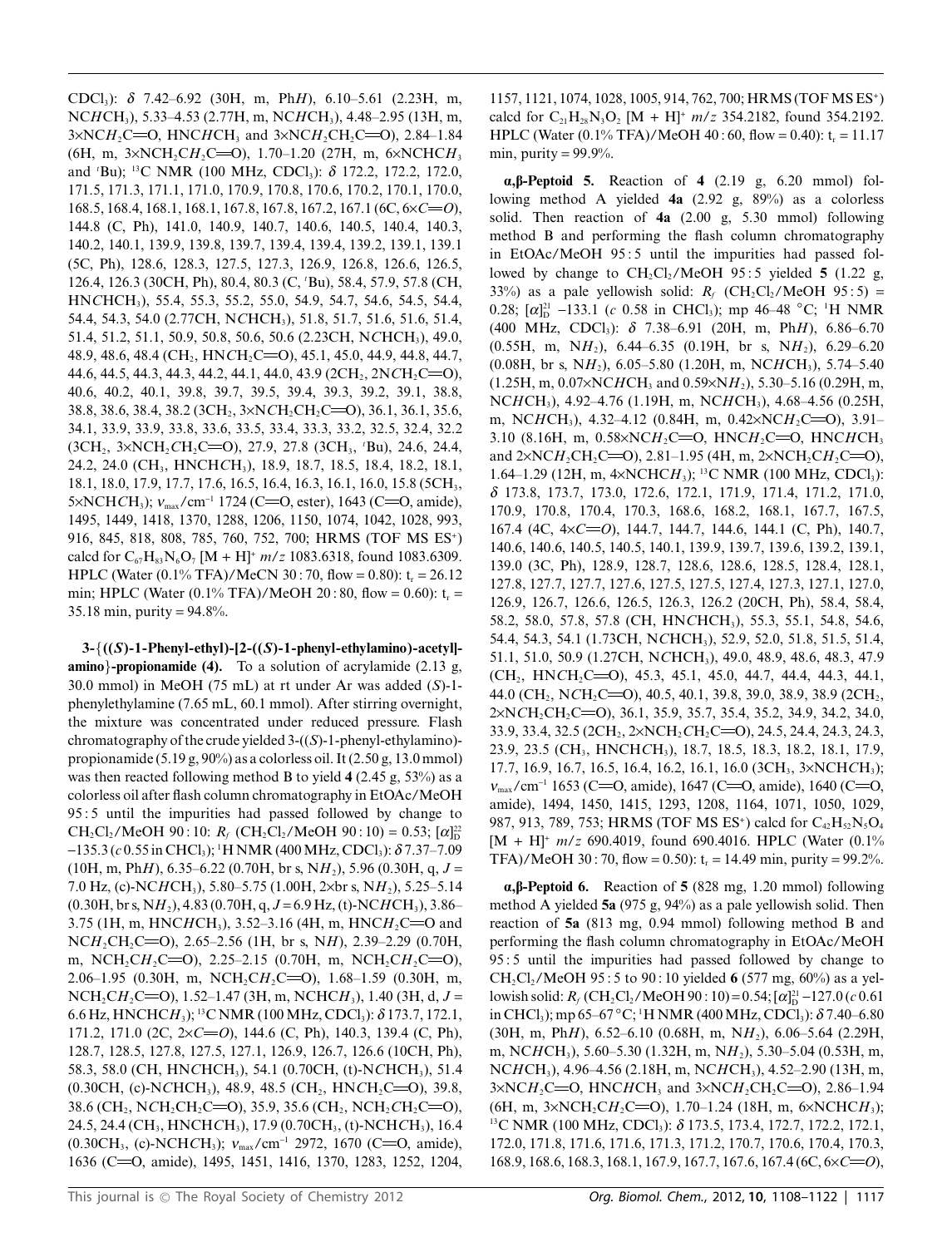$CDCl_3$): δ 7.42–6.92 (30H, m, Ph*H*), 6.10–5.61 (2.23H, m, NC*H*CH$_3$), 5.33–4.53 (2.77H, m, NC*H*CH$_3$), 4.48–2.95 (13H, m, 3×NC*H*$_2$C=O, HNC*H*CH$_3$ and 3×NC*H*$_2$CH$_2$C=O), 2.84–1.84 (6H, m, 3×NCH$_2$C*H*$_2$C=O), 1.70–1.20 (27H, m, 6×NCHC*H*$_3$ and $^t$Bu); $^{13}$C NMR (100 MHz, $CDCl_3$): δ 172.2, 172.2, 172.0, 171.5, 171.3, 171.1, 171.0, 170.9, 170.8, 170.6, 170.2, 170.1, 170.0, 168.5, 168.4, 168.1, 168.1, 167.8, 167.8, 167.2, 167.1 (6C, 6×*C*=*O*), 144.8 (C, Ph), 141.0, 140.9, 140.7, 140.6, 140.5, 140.4, 140.3, 140.2, 140.1, 139.9, 139.8, 139.7, 139.4, 139.4, 139.2, 139.1, 139.1 (5C, Ph), 128.6, 128.3, 127.5, 127.3, 126.9, 126.8, 126.6, 126.5, 126.4, 126.3 (30CH, Ph), 80.4, 80.3 (C, $^t$Bu), 58.4, 57.9, 57.8 (CH, HN*C*HCH$_3$), 55.4, 55.3, 55.2, 55.0, 54.9, 54.7, 54.6, 54.5, 54.4, 54.4, 54.3, 54.0 (2.77CH, N*C*HCH$_3$), 51.8, 51.7, 51.6, 51.6, 51.4, 51.4, 51.2, 51.1, 50.9, 50.8, 50.6, 50.6 (2.23CH, N*C*HCH$_3$), 49.0, 48.9, 48.6, 48.4 (CH$_2$, HN*C*H$_2$C=O), 45.1, 45.0, 44.9, 44.8, 44.7, 44.6, 44.5, 44.3, 44.3, 44.2, 44.1, 44.0, 43.9 (2CH$_2$, 2N*C*H$_2$C=O), 40.6, 40.2, 40.1, 39.8, 39.7, 39.5, 39.4, 39.3, 39.2, 39.1, 38.8, 38.8, 38.6, 38.4, 38.2 (3CH$_2$, 3×N*C*H$_2$CH$_2$C=O), 36.1, 36.1, 35.6, 34.1, 33.9, 33.9, 33.8, 33.6, 33.5, 33.4, 33.3, 33.2, 32.5, 32.4, 32.2 (3CH$_2$, 3×NCH$_2$*C*H$_2$C=O), 27.9, 27.8 (3CH$_3$, $^t$Bu), 24.6, 24.4, 24.2, 24.0 (CH$_3$, HNCH*C*H$_3$), 18.9, 18.7, 18.5, 18.4, 18.2, 18.1, 18.1, 18.0, 17.9, 17.7, 17.6, 16.5, 16.4, 16.3, 16.1, 16.0, 15.8 (5CH$_3$, 5×NCH*C*H$_3$); $\nu_{max}$/cm$^{-1}$ 1724 (C=O, ester), 1643 (C=O, amide), 1495, 1449, 1418, 1370, 1288, 1206, 1150, 1074, 1042, 1028, 993, 916, 845, 818, 808, 785, 760, 752, 700; HRMS (TOF MS ES$^+$) calcd for $C_{67}H_{83}N_6O_7$ [M + H]$^+$ *m*/*z* 1083.6318, found 1083.6309. HPLC (Water (0.1% TFA)/MeCN 30 : 70, flow = 0.80): t$_r$ = 26.12 min; HPLC (Water (0.1% TFA)/MeOH 20 : 80, flow = 0.60): t$_r$ = 35.18 min, purity = 94.8%.

**3-{((*S*)-1-Phenyl-ethyl)-[2-((*S*)-1-phenyl-ethylamino)-acetyl]-amino}-propionamide (4).** To a solution of acrylamide (2.13 g, 30.0 mmol) in MeOH (75 mL) at rt under Ar was added (*S*)-1-phenylethylamine (7.65 mL, 60.1 mmol). After stirring overnight, the mixture was concentrated under reduced pressure. Flash chromatography of the crude yielded 3-((*S*)-1-phenyl-ethylamino)-propionamide (5.19 g, 90%) as a colorless oil. It (2.50 g, 13.0 mmol) was then reacted following method B to yield **4** (2.45 g, 53%) as a colorless oil after flash column chromatography in EtOAc/MeOH 95 : 5 until the impurities had passed followed by change to $CH_2Cl_2$/MeOH 90 : 10: $R_f$ ($CH_2Cl_2$/MeOH 90 : 10) = 0.53; $[\alpha]_D^{22}$ −135.3 (*c* 0.55 in $CHCl_3$); $^1$H NMR (400 MHz, $CDCl_3$): δ 7.37–7.09 (10H, m, Ph*H*), 6.35–6.22 (0.70H, br s, N*H*$_2$), 5.96 (0.30H, q, *J* = 7.0 Hz, (c)-NC*H*CH$_3$), 5.80–5.75 (1.00H, 2×br s, N*H*$_2$), 5.25–5.14 (0.30H, br s, N*H*$_2$), 4.83 (0.70H, q, *J* = 6.9 Hz, (t)-NC*H*CH$_3$), 3.86–3.75 (1H, m, HNC*H*CH$_3$), 3.52–3.16 (4H, m, HNC*H*$_2$C=O and NC*H*$_2$CH$_2$C=O), 2.65–2.56 (1H, br s, N*H*), 2.39–2.29 (0.70H, m, NCH$_2$C*H*$_2$C=O), 2.25–2.15 (0.70H, m, NCH$_2$C*H*$_2$C=O), 2.06–1.95 (0.30H, m, NCH$_2$C*H*$_2$C=O), 1.68–1.59 (0.30H, m, NCH$_2$C*H*$_2$C=O), 1.52–1.47 (3H, m, NCHC*H*$_3$), 1.40 (3H, d, *J* = 6.6 Hz, HNCHC*H*$_3$); $^{13}$C NMR (100 MHz, $CDCl_3$): δ 173.7, 172.1, 171.2, 171.0 (2C, 2×*C*=*O*), 144.6 (C, Ph), 140.3, 139.4 (C, Ph), 128.7, 128.5, 127.8, 127.5, 127.1, 126.9, 126.7, 126.6 (10CH, Ph), 58.3, 58.0 (CH, HN*C*HCH$_3$), 54.1 (0.70CH, (t)-N*C*HCH$_3$), 51.4 (0.30CH, (c)-N*C*HCH$_3$), 48.9, 48.5 (CH$_2$, HN*C*H$_2$C=O), 39.8, 38.6 (CH$_2$, N*C*H$_2$CH$_2$C=O), 35.9, 35.6 (CH$_2$, NCH$_2$*C*H$_2$C=O), 24.5, 24.4 (CH$_3$, HNCH*C*H$_3$), 17.9 (0.70CH$_3$, (t)-NCH*C*H$_3$), 16.4 (0.30CH$_3$, (c)-NCH*C*H$_3$); $\nu_{max}$/cm$^{-1}$ 2972, 1670 (C=O, amide), 1636 (C=O, amide), 1495, 1451, 1416, 1370, 1283, 1252, 1204, 1157, 1121, 1074, 1028, 1005, 914, 762, 700; HRMS (TOF MS ES$^+$) calcd for $C_{21}H_{28}N_3O_2$ [M + H]$^+$ *m*/*z* 354.2182, found 354.2192. HPLC (Water (0.1% TFA)/MeOH 40 : 60, flow = 0.40): t$_r$ = 11.17 min, purity = 99.9%.

**α,β-Peptoid 5.** Reaction of **4** (2.19 g, 6.20 mmol) following method A yielded **4a** (2.92 g, 89%) as a colorless solid. Then reaction of **4a** (2.00 g, 5.30 mmol) following method B and performing the flash column chromatography in EtOAc/MeOH 95 : 5 until the impurities had passed followed by change to $CH_2Cl_2$/MeOH 95 : 5 yielded **5** (1.22 g, 33%) as a pale yellowish solid: $R_f$ ($CH_2Cl_2$/MeOH 95 : 5) = 0.28; $[\alpha]_D^{21}$ −133.1 (*c* 0.58 in $CHCl_3$); mp 46–48 °C; $^1$H NMR (400 MHz, $CDCl_3$): δ 7.38–6.91 (20H, m, Ph*H*), 6.86–6.70 (0.55H, m, N*H*$_2$), 6.44–6.35 (0.19H, br s, N*H*$_2$), 6.29–6.20 (0.08H, br s, N*H*$_2$), 6.05–5.80 (1.20H, m, NC*H*CH$_3$), 5.74–5.40 (1.25H, m, 0.07×NC*H*CH$_3$ and 0.59×N*H*$_2$), 5.30–5.16 (0.29H, m, NC*H*CH$_3$), 4.92–4.76 (1.19H, m, NC*H*CH$_3$), 4.68–4.56 (0.25H, m, NC*H*CH$_3$), 4.32–4.12 (0.84H, m, 0.42×NC*H*$_2$C=O), 3.91–3.10 (8.16H, m, 0.58×NC*H*$_2$C=O, HNC*H*$_2$C=O, HNC*H*CH$_3$ and 2×NC*H*$_2$CH$_2$C=O), 2.81–1.95 (4H, m, 2×NCH$_2$C*H*$_2$C=O), 1.64–1.29 (12H, m, 4×NCHC*H*$_3$); $^{13}$C NMR (100 MHz, $CDCl_3$): δ 173.8, 173.7, 173.0, 172.6, 172.1, 171.9, 171.4, 171.2, 171.0, 170.9, 170.8, 170.4, 170.3, 168.6, 168.2, 168.1, 167.7, 167.5, 167.4 (4C, 4×*C*=*O*), 144.7, 144.7, 144.6, 144.1 (C, Ph), 140.7, 140.6, 140.6, 140.5, 140.5, 140.1, 139.9, 139.7, 139.6, 139.2, 139.1, 139.0 (3C, Ph), 128.9, 128.7, 128.6, 128.6, 128.5, 128.4, 128.1, 127.8, 127.7, 127.7, 127.6, 127.5, 127.5, 127.4, 127.3, 127.1, 127.0, 126.9, 126.7, 126.6, 126.5, 126.3, 126.2 (20CH, Ph), 58.4, 58.4, 58.2, 58.0, 57.8, 57.8 (CH, HN*C*HCH$_3$), 55.3, 55.1, 54.8, 54.6, 54.4, 54.3, 54.1 (1.73CH, N*C*HCH$_3$), 52.9, 52.0, 51.8, 51.5, 51.4, 51.1, 51.0, 50.9 (1.27CH, N*C*HCH$_3$), 49.0, 48.9, 48.6, 48.3, 47.9 (CH$_2$, HN*C*H$_2$C=O), 45.3, 45.1, 45.0, 44.7, 44.4, 44.3, 44.1, 44.0 (CH$_2$, N*C*H$_2$C=O), 40.5, 40.1, 39.8, 39.0, 38.9, 38.9 (2CH$_2$, 2×N*C*H$_2$CH$_2$C=O), 36.1, 35.9, 35.7, 35.4, 35.2, 34.9, 34.2, 34.0, 33.9, 33.4, 32.5 (2CH$_2$, 2×NCH$_2$*C*H$_2$C=O), 24.5, 24.4, 24.3, 24.3, 23.9, 23.5 (CH$_3$, HNCH*C*H$_3$), 18.7, 18.5, 18.3, 18.2, 18.1, 17.9, 17.7, 16.9, 16.7, 16.5, 16.4, 16.2, 16.1, 16.0 (3CH$_3$, 3×NCH*C*H$_3$); $\nu_{max}$/cm$^{-1}$ 1653 (C=O, amide), 1647 (C=O, amide), 1640 (C=O, amide), 1494, 1450, 1415, 1293, 1208, 1164, 1071, 1050, 1029, 987, 913, 789, 753; HRMS (TOF MS ES$^+$) calcd for $C_{42}H_{52}N_5O_4$ [M + H]$^+$ *m*/*z* 690.4019, found 690.4016. HPLC (Water (0.1% TFA)/MeOH 30 : 70, flow = 0.50): t$_r$ = 14.49 min, purity = 99.2%.

**α,β-Peptoid 6.** Reaction of **5** (828 mg, 1.20 mmol) following method A yielded **5a** (975 g, 94%) as a pale yellowish solid. Then reaction of **5a** (813 mg, 0.94 mmol) following method B and performing the flash column chromatography in EtOAc/MeOH 95 : 5 until the impurities had passed followed by change to $CH_2Cl_2$/MeOH 95 : 5 to 90 : 10 yielded **6** (577 mg, 60%) as a yellowish solid: $R_f$ ($CH_2Cl_2$/MeOH 90 : 10) = 0.54; $[\alpha]_D^{21}$ −127.0 (*c* 0.61 in $CHCl_3$); mp 65–67 °C; $^1$H NMR (400 MHz, $CDCl_3$): δ 7.40–6.80 (30H, m, Ph*H*), 6.52–6.10 (0.68H, m, N*H*$_2$), 6.06–5.64 (2.29H, m, NC*H*CH$_3$), 5.60–5.30 (1.32H, m, N*H*$_2$), 5.30–5.04 (0.53H, m, NC*H*CH$_3$), 4.96–4.56 (2.18H, m, NC*H*CH$_3$), 4.52–2.90 (13H, m, 3×NC*H*$_2$C=O, HNC*H*CH$_3$ and 3×NC*H*$_2$CH$_2$C=O), 2.86–1.94 (6H, m, 3×NCH$_2$C*H*$_2$C=O), 1.70–1.24 (18H, m, 6×NCHC*H*$_3$); $^{13}$C NMR (100 MHz, $CDCl_3$): δ 173.5, 173.4, 172.7, 172.2, 172.1, 172.0, 171.8, 171.6, 171.6, 171.3, 171.2, 170.7, 170.6, 170.4, 170.3, 168.9, 168.6, 168.3, 168.1, 167.9, 167.7, 167.6, 167.4 (6C, 6×*C*=*O*),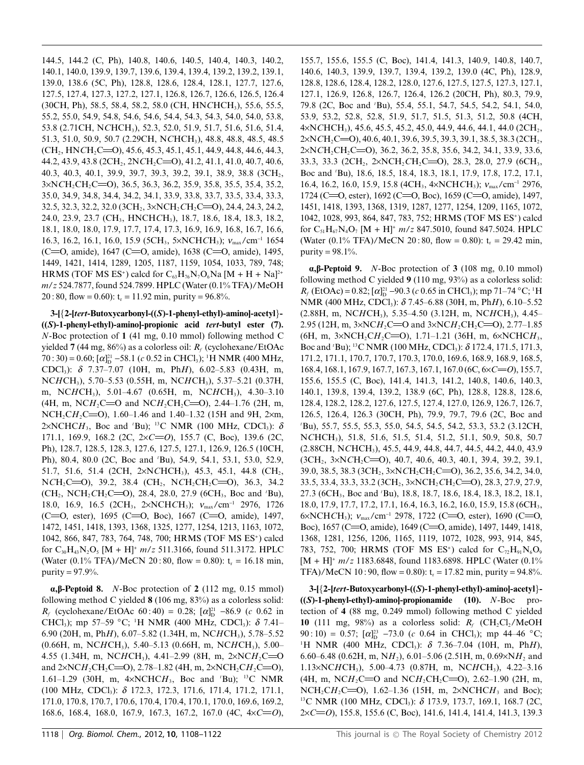144.5, 144.2 (C, Ph), 140.8, 140.6, 140.5, 140.4, 140.3, 140.2, 140.1, 140.0, 139.9, 139.7, 139.6, 139.4, 139.4, 139.2, 139.2, 139.1, 139.0, 138.6 (5C, Ph), 128.8, 128.6, 128.4, 128.1, 127.7, 127.6, 127.5, 127.4, 127.3, 127.2, 127.1, 126.8, 126.7, 126.6, 126.5, 126.4 (30CH, Ph), 58.5, 58.4, 58.2, 58.0 (CH, HN*C*HCH$_3$), 55.6, 55.5, 55.2, 55.0, 54.9, 54.8, 54.6, 54.6, 54.4, 54.3, 54.3, 54.0, 54.0, 53.8, 53.8 (2.71CH, N*C*HCH$_3$), 52.3, 52.0, 51.9, 51.7, 51.6, 51.6, 51.4, 51.3, 51.0, 50.9, 50.7 (2.29CH, N*C*HCH$_3$), 48.8, 48.8, 48.5, 48.5 (CH$_2$, HN*C*H$_2$C═O), 45.6, 45.3, 45.1, 45.1, 44.9, 44.8, 44.6, 44.3, 44.2, 43.9, 43.8 (2CH$_2$, 2N*C*H$_2$C═O), 41.2, 41.1, 41.0, 40.7, 40.6, 40.3, 40.3, 40.1, 39.9, 39.7, 39.3, 39.2, 39.1, 38.9, 38.8 (3CH$_2$, 3×N*C*H$_2$CH$_2$C═O), 36.5, 36.3, 36.2, 35.9, 35.8, 35.5, 35.4, 35.2, 35.0, 34.9, 34.8, 34.4, 34.2, 34.1, 33.9, 33.8, 33.7, 33.5, 33.4, 33.3, 32.5, 32.3, 32.2, 32.0 (3CH$_2$, 3×NCH$_2$*C*H$_2$C═O), 24.4, 24.3, 24.2, 24.0, 23.9, 23.7 (CH$_3$, HNCH*C*H$_3$), 18.7, 18.6, 18.4, 18.3, 18.2, 18.1, 18.0, 18.0, 17.9, 17.7, 17.4, 17.3, 16.9, 16.9, 16.8, 16.7, 16.6, 16.3, 16.2, 16.1, 16.0, 15.9 (5CH$_3$, 5×NCH*C*H$_3$); $\nu_{max}$/cm$^{-1}$ 1654 (C═O, amide), 1647 (C═O, amide), 1638 (C═O, amide), 1495, 1449, 1421, 1414, 1289, 1205, 1187, 1159, 1054, 1033, 789, 748; HRMS (TOF MS ES$^+$) calcd for $C_{63}H_{76}N_7O_6Na$ [M + H + Na]$^{2+}$ *m/z* 524.7877, found 524.7899. HPLC (Water (0.1% TFA)/MeOH 20 : 80, flow = 0.60): t$_r$ = 11.92 min, purity = 96.8%.

**3-[{2-[*tert*-Butoxycarbonyl-((*S*)-1-phenyl-ethyl)-amino]-acetyl}-((*S*)-1-phenyl-ethyl)-amino]-propionic acid *tert*-butyl ester (7).** *N*-Boc protection of **1** (41 mg, 0.10 mmol) following method C yielded **7** (44 mg, 86%) as a colorless oil: $R_f$ (cyclohexane/EtOAc 70 : 30) = 0.60; $[\alpha]_D^{21}$ −58.1 (*c* 0.52 in CHCl$_3$); $^1$H NMR (400 MHz, CDCl$_3$): δ 7.37–7.07 (10H, m, Ph*H*), 6.02–5.83 (0.43H, m, NC*H*CH$_3$), 5.70–5.53 (0.55H, m, NC*H*CH$_3$), 5.37–5.21 (0.37H, m, NC*H*CH$_3$), 5.01–4.67 (0.65H, m, NC*H*CH$_3$), 4.30–3.10 (4H, m, NC*H*$_2$C═O and NC*H*$_2$CH$_2$C═O), 2.44–1.76 (2H, m, NCH$_2$C*H*$_2$C═O), 1.60–1.46 and 1.40–1.32 (15H and 9H, 2×m, 2×NCHC*H*$_3$, Boc and $^t$Bu); $^{13}$C NMR (100 MHz, CDCl$_3$): δ 171.1, 169.9, 168.2 (2C, 2×*C*═*O*), 155.7 (C, Boc), 139.6 (2C, Ph), 128.7, 128.5, 128.3, 127.6, 127.5, 127.1, 126.9, 126.5 (10CH, Ph), 80.4, 80.0 (2C, Boc and $^t$Bu), 54.9, 54.1, 53.1, 53.0, 52.9, 51.7, 51.6, 51.4 (2CH, 2×N*C*HCH$_3$), 45.3, 45.1, 44.8 (CH$_2$, N*C*H$_2$C═O), 39.2, 38.4 (CH$_2$, N*C*H$_2$CH$_2$C═O), 36.3, 34.2 (CH$_2$, NCH$_2$*C*H$_2$C═O), 28.4, 28.0, 27.9 (6CH$_3$, Boc and $^t$Bu), 18.0, 16.9, 16.5 (2CH$_3$, 2×NCH*C*H$_3$); $\nu_{max}$/cm$^{-1}$ 2976, 1726 (C═O, ester), 1695 (C═O, Boc), 1667 (C═O, amide), 1497, 1472, 1451, 1418, 1393, 1368, 1325, 1277, 1254, 1213, 1163, 1072, 1042, 866, 847, 783, 764, 748, 700; HRMS (TOF MS ES$^+$) calcd for $C_{30}H_{43}N_2O_5$ [M + H]$^+$ *m/z* 511.3166, found 511.3172. HPLC (Water (0.1% TFA)/MeCN 20 : 80, flow = 0.80): t$_r$ = 16.18 min, purity = 97.9%.

**α,β-Peptoid 8.** *N*-Boc protection of **2** (112 mg, 0.15 mmol) following method C yielded **8** (106 mg, 83%) as a colorless solid: $R_f$ (cyclohexane/EtOAc 60 : 40) = 0.28; $[\alpha]_D^{21}$ −86.9 (*c* 0.62 in CHCl$_3$); mp 57–59 °C; $^1$H NMR (400 MHz, CDCl$_3$): δ 7.41–6.90 (20H, m, Ph*H*), 6.07–5.82 (1.34H, m, NC*H*CH$_3$), 5.78–5.52 (0.66H, m, NC*H*CH$_3$), 5.40–5.13 (0.66H, m, NC*H*CH$_3$), 5.00–4.55 (1.34H, m, NC*H*CH$_3$), 4.41–2.99 (8H, m, 2×NC*H*$_2$C═O and 2×NC*H*$_2$CH$_2$C═O), 2.78–1.82 (4H, m, 2×NCH$_2$C*H*$_2$C═O), 1.61–1.29 (30H, m, 4×NCHC*H*$_3$, Boc and $^t$Bu); $^{13}$C NMR (100 MHz, CDCl$_3$): δ 172.3, 172.3, 171.6, 171.4, 171.2, 171.1, 171.0, 170.8, 170.7, 170.6, 170.4, 170.4, 170.1, 170.0, 169.6, 169.2, 168.6, 168.4, 168.0, 167.9, 167.3, 167.2, 167.0 (4C, 4×*C*═*O*), 155.7, 155.6, 155.5 (C, Boc), 141.4, 141.3, 140.9, 140.8, 140.7, 140.6, 140.3, 139.9, 139.7, 139.4, 139.2, 139.0 (4C, Ph), 128.9, 128.8, 128.6, 128.4, 128.2, 128.0, 127.6, 127.5, 127.5, 127.3, 127.1, 127.1, 126.9, 126.8, 126.7, 126.4, 126.2 (20CH, Ph), 80.3, 79.9, 79.8 (2C, Boc and $^t$Bu), 55.4, 55.1, 54.7, 54.5, 54.2, 54.1, 54.0, 53.9, 53.2, 52.8, 52.8, 51.9, 51.7, 51.5, 51.3, 51.2, 50.8 (4CH, 4×N*C*HCH$_3$), 45.6, 45.5, 45.2, 45.0, 44.9, 44.6, 44.1, 44.0 (2CH$_2$, 2×N*C*H$_2$C═O), 40.6, 40.1, 39.6, 39.5, 39.3, 39.1, 38.5, 38.3 (2CH$_2$, 2×N*C*H$_2$CH$_2$C═O), 36.2, 36.2, 35.8, 35.6, 34.2, 34.1, 33.9, 33.6, 33.3, 33.3 (2CH$_2$, 2×NCH$_2$*C*H$_2$C═O), 28.3, 28.0, 27.9 (6CH$_3$, Boc and $^t$Bu), 18.6, 18.5, 18.4, 18.3, 18.1, 17.9, 17.8, 17.2, 17.1, 16.4, 16.2, 16.0, 15.9, 15.8 (4CH$_3$, 4×NCH*C*H$_3$); $\nu_{max}$/cm$^{-1}$ 2976, 1724 (C═O, ester), 1692 (C═O, Boc), 1659 (C═O, amide), 1497, 1451, 1418, 1393, 1368, 1319, 1287, 1277, 1254, 1209, 1165, 1072, 1042, 1028, 993, 864, 847, 783, 752; HRMS (TOF MS ES$^+$) calcd for $C_{51}H_{67}N_4O_7$ [M + H]$^+$ *m/z* 847.5010, found 847.5024. HPLC (Water (0.1% TFA)/MeCN 20 : 80, flow = 0.80): t$_r$ = 29.42 min, purity = 98.1%.

**α,β-Peptoid 9.** *N*-Boc protection of **3** (108 mg, 0.10 mmol) following method C yielded **9** (110 mg, 93%) as a colorless solid: $R_f$ (EtOAc) = 0.82; $[\alpha]_D^{21}$ −90.3 (*c* 0.65 in CHCl$_3$); mp 71–74 °C; $^1$H NMR (400 MHz, CDCl$_3$): δ 7.45–6.88 (30H, m, Ph*H*), 6.10–5.52 (2.88H, m, NC*H*CH$_3$), 5.35–4.50 (3.12H, m, NC*H*CH$_3$), 4.45–2.95 (12H, m, 3×NC*H*$_2$C═O and 3×NC*H*$_2$CH$_2$C═O), 2.77–1.85 (6H, m, 3×NCH$_2$C*H*$_2$C═O), 1.71–1.21 (36H, m, 6×NCHC*H*$_3$, Boc and $^t$Bu); $^{13}$C NMR (100 MHz, CDCl$_3$): δ 172.4, 171.5, 171.3, 171.2, 171.1, 170.7, 170.7, 170.3, 170.0, 169.6, 168.9, 168.9, 168.5, 168.4, 168.1, 167.9, 167.7, 167.3, 167.1, 167.0 (6C, 6×*C*═*O*), 155.7, 155.6, 155.5 (C, Boc), 141.4, 141.3, 141.2, 140.8, 140.6, 140.3, 140.1, 139.8, 139.4, 139.2, 138.9 (6C, Ph), 128.8, 128.8, 128.6, 128.4, 128.2, 128.2, 127.6, 127.5, 127.4, 127.0, 126.9, 126.7, 126.7, 126.5, 126.4, 126.3 (30CH, Ph), 79.9, 79.7, 79.6 (2C, Boc and $^t$Bu), 55.7, 55.5, 55.3, 55.0, 54.5, 54.5, 54.2, 53.3, 53.2 (3.12CH, N*C*HCH$_3$), 51.8, 51.6, 51.5, 51.4, 51.2, 51.1, 50.9, 50.8, 50.7 (2.88CH, N*C*HCH$_3$), 45.5, 44.9, 44.8, 44.7, 44.5, 44.2, 44.0, 43.9 (3CH$_2$, 3×N*C*H$_2$C═O), 40.7, 40.6, 40.3, 40.1, 39.4, 39.2, 39.1, 39.0, 38.5, 38.3 (3CH$_2$, 3×N*C*H$_2$CH$_2$C═O), 36.2, 35.6, 34.2, 34.0, 33.5, 33.4, 33.3, 33.2 (3CH$_2$, 3×NCH$_2$*C*H$_2$C═O), 28.3, 27.9, 27.9, 27.3 (6CH$_3$, Boc and $^t$Bu), 18.8, 18.7, 18.6, 18.4, 18.3, 18.2, 18.1, 18.0, 17.9, 17.7, 17.2, 17.1, 16.4, 16.3, 16.2, 16.0, 15.9, 15.8 (6CH$_3$, 6×NCH*C*H$_3$); $\nu_{max}$/cm$^{-1}$ 2978, 1722 (C═O, ester), 1690 (C═O, Boc), 1657 (C═O, amide), 1649 (C═O, amide), 1497, 1449, 1418, 1368, 1281, 1256, 1206, 1165, 1119, 1072, 1028, 993, 914, 845, 783, 752, 700; HRMS (TOF MS ES$^+$) calcd for $C_{72}H_{91}N_6O_9$ [M + H]$^+$ *m/z* 1183.6848, found 1183.6898. HPLC (Water (0.1% TFA)/MeCN 10 : 90, flow = 0.80): t$_r$ = 17.82 min, purity = 94.8%.

**3-[{2-[*tert*-Butoxycarbonyl-((*S*)-1-phenyl-ethyl)-amino]-acetyl}-((*S*)-1-phenyl-ethyl)-amino]-propionamide (10).** *N*-Boc protection of **4** (88 mg, 0.249 mmol) following method C yielded **10** (111 mg, 98%) as a colorless solid: $R_f$ (CH$_2$Cl$_2$/MeOH 90 : 10) = 0.57; $[\alpha]_D^{23}$ −73.0 (*c* 0.64 in CHCl$_3$); mp 44–46 °C; $^1$H NMR (400 MHz, CDCl$_3$): δ 7.36–7.04 (10H, m, Ph*H*), 6.60–6.48 (0.62H, m, N*H*$_2$), 6.01–5.06 (2.51H, m, 0.69×N*H*$_2$ and 1.13×NC*H*CH$_3$), 5.00–4.73 (0.87H, m, NC*H*CH$_3$), 4.22–3.16 (4H, m, NC*H*$_2$C═O and NC*H*$_2$CH$_2$C═O), 2.62–1.90 (2H, m, NCH$_2$C*H*$_2$C═O), 1.62–1.36 (15H, m, 2×NCHC*H*$_3$ and Boc); $^{13}$C NMR (100 MHz, CDCl$_3$): δ 173.9, 173.7, 169.1, 168.7 (2C, 2×*C*═*O*), 155.8, 155.6 (C, Boc), 141.6, 141.4, 141.4, 141.3, 139.3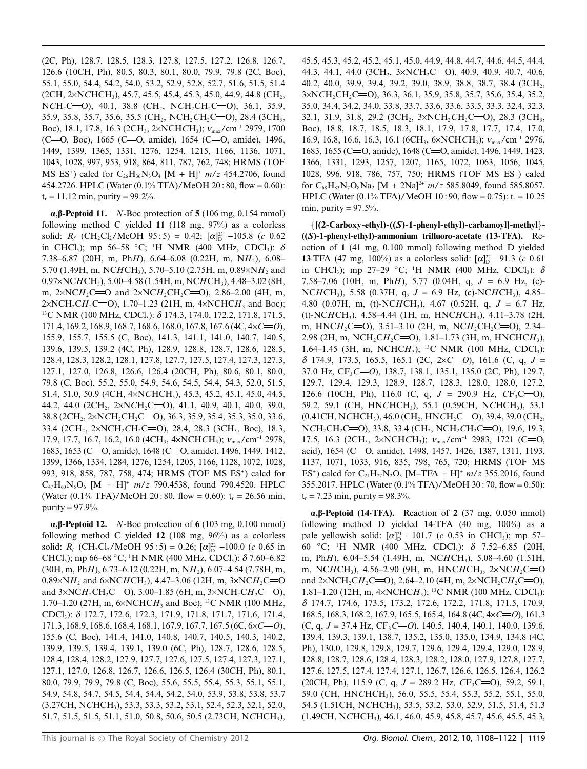(2C, Ph), 128.7, 128.5, 128.3, 127.8, 127.5, 127.2, 126.8, 126.7, 126.6 (10CH, Ph), 80.5, 80.3, 80.1, 80.0, 79.9, 79.8 (2C, Boc), 55.1, 55.0, 54.4, 54.2, 54.0, 53.2, 52.9, 52.8, 52.7, 51.6, 51.5, 51.4 (2CH, 2×N*C*HCH$_3$), 45.7, 45.5, 45.4, 45.3, 45.0, 44.9, 44.8 (CH$_2$, N*C*H$_2$C=O), 40.1, 38.8 (CH$_2$, N*C*H$_2$CH$_2$C=O), 36.1, 35.9, 35.9, 35.8, 35.7, 35.6, 35.5 (CH$_2$, NCH$_2$*C*H$_2$C=O), 28.4 (3CH$_3$, Boc), 18.1, 17.8, 16.3 (2CH$_3$, 2×NCH*C*H$_3$); $\nu_{max}$/cm$^{-1}$ 2979, 1700 (C=O, Boc), 1665 (C=O, amide), 1654 (C=O, amide), 1496, 1449, 1399, 1365, 1331, 1276, 1254, 1215, 1166, 1136, 1071, 1043, 1028, 997, 953, 918, 864, 811, 787, 762, 748; HRMS (TOF MS ES$^+$) calcd for $C_{26}H_{36}N_3O_4$ [M + H]$^+$ *m*/*z* 454.2706, found 454.2726. HPLC (Water (0.1% TFA)/MeOH 20 : 80, flow = 0.60): t$_r$ = 11.12 min, purity = 99.2%.

**α,β-Peptoid 11.** *N*-Boc protection of **5** (106 mg, 0.154 mmol) following method C yielded **11** (118 mg, 97%) as a colorless solid: $R_f$ (CH$_2$Cl$_2$/MeOH 95 : 5) = 0.42; $[\alpha]_D^{23}$ −105.8 (*c* 0.62 in CHCl$_3$); mp 56–58 °C; $^1$H NMR (400 MHz, CDCl$_3$): δ 7.38–6.87 (20H, m, Ph*H*), 6.64–6.08 (0.22H, m, N*H*$_2$), 6.08–5.70 (1.49H, m, NC*H*CH$_3$), 5.70–5.10 (2.75H, m, 0.89×N*H*$_2$ and 0.97×NC*H*CH$_3$), 5.00–4.58 (1.54H, m, NC*H*CH$_3$), 4.48–3.02 (8H, m, 2×NC*H*$_2$C=O and 2×NC*H*$_2$CH$_2$C=O), 2.86–2.00 (4H, m, 2×NCH$_2$C*H*$_2$C=O), 1.70–1.23 (21H, m, 4×NCHC*H*$_3$ and Boc); $^{13}$C NMR (100 MHz, CDCl$_3$): δ 174.3, 174.0, 172.2, 171.8, 171.5, 171.4, 169.2, 168.9, 168.7, 168.6, 168.0, 167.8, 167.6 (4C, 4×*C*=*O*), 155.9, 155.7, 155.5 (C, Boc), 141.3, 141.1, 141.0, 140.7, 140.5, 139.6, 139.5, 139.2 (4C, Ph), 128.9, 128.8, 128.7, 128.6, 128.5, 128.4, 128.3, 128.2, 128.1, 127.8, 127.7, 127.5, 127.4, 127.3, 127.3, 127.1, 127.0, 126.8, 126.6, 126.4 (20CH, Ph), 80.6, 80.1, 80.0, 79.8 (C, Boc), 55.2, 55.0, 54.9, 54.6, 54.5, 54.4, 54.3, 52.0, 51.5, 51.4, 51.0, 50.9 (4CH, 4×N*C*HCH$_3$), 45.3, 45.2, 45.1, 45.0, 44.5, 44.2, 44.0 (2CH$_2$, 2×N*C*H$_2$C=O), 41.1, 40.9, 40.1, 40.0, 39.0, 38.8 (2CH$_2$, 2×N*C*H$_2$CH$_2$C=O), 36.3, 35.9, 35.4, 35.3, 35.0, 33.6, 33.4 (2CH$_2$, 2×NCH$_2$*C*H$_2$C=O), 28.4, 28.3 (3CH$_3$, Boc), 18.3, 17.9, 17.7, 16.7, 16.2, 16.0 (4CH$_3$, 4×NCH*C*H$_3$); $\nu_{max}$/cm$^{-1}$ 2978, 1683, 1653 (C=O, amide), 1648 (C=O, amide), 1496, 1449, 1412, 1399, 1366, 1334, 1284, 1276, 1254, 1205, 1166, 1128, 1072, 1028, 993, 918, 858, 787, 758, 474; HRMS (TOF MS ES$^+$) calcd for $C_{47}H_{60}N_5O_6$ [M + H]$^+$ *m*/*z* 790.4538, found 790.4520. HPLC (Water (0.1% TFA)/MeOH 20 : 80, flow = 0.60): t$_r$ = 26.56 min, purity = 97.9%.

**α,β-Peptoid 12.** *N*-Boc protection of **6** (103 mg, 0.100 mmol) following method C yielded **12** (108 mg, 96%) as a colorless solid: $R_f$ (CH$_2$Cl$_2$/MeOH 95 : 5) = 0.26; $[\alpha]_D^{22}$ −100.0 (*c* 0.65 in CHCl$_3$); mp 66–68 °C; $^1$H NMR (400 MHz, CDCl$_3$): δ 7.60–6.82 (30H, m, Ph*H*), 6.73–6.12 (0.22H, m, N*H*$_2$), 6.07–4.54 (7.78H, m, 0.89×N*H*$_2$ and 6×NC*H*CH$_3$), 4.47–3.06 (12H, m, 3×NC*H*$_2$C=O and 3×NC*H*$_2$CH$_2$C=O), 3.00–1.85 (6H, m, 3×NCH$_2$C*H*$_2$C=O), 1.70–1.20 (27H, m, 6×NCHC*H*$_3$ and Boc); $^{13}$C NMR (100 MHz, CDCl$_3$): δ 172.7, 172.6, 172.3, 171.9, 171.8, 171.7, 171.6, 171.4, 171.3, 168.9, 168.6, 168.4, 168.1, 167.9, 167.7, 167.5 (6C, 6×*C*=*O*), 155.6 (C, Boc), 141.4, 141.0, 140.8, 140.7, 140.5, 140.3, 140.2, 139.9, 139.5, 139.4, 139.1, 139.0 (6C, Ph), 128.7, 128.6, 128.5, 128.4, 128.4, 128.2, 127.9, 127.7, 127.6, 127.5, 127.4, 127.3, 127.1, 127.1, 127.0, 126.8, 126.7, 126.6, 126.5, 126.4 (30CH, Ph), 80.1, 80.0, 79.9, 79.9, 79.8 (C, Boc), 55.6, 55.5, 55.4, 55.3, 55.1, 55.1, 54.9, 54.8, 54.7, 54.5, 54.4, 54.4, 54.2, 54.0, 53.9, 53.8, 53.8, 53.7 (3.27CH, N*C*HCH$_3$), 53.3, 53.3, 53.2, 53.1, 52.4, 52.3, 52.1, 52.0, 51.7, 51.5, 51.5, 51.1, 51.0, 50.8, 50.6, 50.5 (2.73CH, N*C*HCH$_3$), 45.5, 45.3, 45.2, 45.2, 45.1, 45.0, 44.9, 44.8, 44.7, 44.6, 44.5, 44.4, 44.3, 44.1, 44.0 (3CH$_2$, 3×N*C*H$_2$C=O), 40.9, 40.9, 40.7, 40.6, 40.2, 40.0, 39.9, 39.4, 39.2, 39.0, 38.9, 38.8, 38.7, 38.4 (3CH$_2$, 3×N*C*H$_2$CH$_2$C=O), 36.3, 36.1, 35.9, 35.8, 35.7, 35.6, 35.4, 35.2, 35.0, 34.4, 34.2, 34.0, 33.8, 33.7, 33.6, 33.6, 33.5, 33.3, 32.4, 32.3, 32.1, 31.9, 31.8, 29.2 (3CH$_2$, 3×NCH$_2$*C*H$_2$C=O), 28.3 (3CH$_3$, Boc), 18.8, 18.7, 18.5, 18.3, 18.1, 17.9, 17.8, 17.7, 17.4, 17.0, 16.9, 16.8, 16.6, 16.3, 16.1 (6CH$_3$, 6×NCH*C*H$_3$); $\nu_{max}$/cm$^{-1}$ 2976, 1683, 1655 (C=O, amide), 1648 (C=O, amide), 1496, 1449, 1423, 1366, 1331, 1293, 1257, 1207, 1165, 1072, 1063, 1056, 1045, 1028, 996, 918, 786, 757, 750; HRMS (TOF MS ES$^+$) calcd for $C_{68}H_{83}N_7O_8Na_2$ [M + 2Na]$^{2+}$ *m*/*z* 585.8049, found 585.8057. HPLC (Water (0.1% TFA)/MeOH 10 : 90, flow = 0.75): t$_r$ = 10.25 min, purity = 97.5%.

**{[(2-Carboxy-ethyl)-((*S*)-1-phenyl-ethyl)-carbamoyl]-methyl}-((*S*)-1-phenyl-ethyl)-ammonium trifluoro-acetate (13·TFA).** Reaction of **1** (41 mg, 0.100 mmol) following method D yielded **13**·TFA (47 mg, 100%) as a colorless solid: $[\alpha]_D^{22}$ −91.3 (*c* 0.61 in CHCl$_3$); mp 27–29 °C; $^1$H NMR (400 MHz, CDCl$_3$): δ 7.58–7.06 (10H, m, Ph*H*), 5.77 (0.04H, q, *J* = 6.9 Hz, (c)-NC*H*CH$_3$), 5.58 (0.37H, q, *J* = 6.9 Hz, (c)-NC*H*CH$_3$), 4.85–4.80 (0.07H, m, (t)-NC*H*CH$_3$), 4.67 (0.52H, q, *J* = 6.7 Hz, (t)-NC*H*CH$_3$), 4.58–4.44 (1H, m, HNC*H*CH$_3$), 4.11–3.78 (2H, m, HNC*H*$_2$C=O), 3.51–3.10 (2H, m, NC*H*$_2$CH$_2$C=O), 2.34–2.98 (2H, m, NCH$_2$C*H*$_2$C=O), 1.81–1.73 (3H, m, HNCHC*H*$_3$), 1.64–1.45 (3H, m, NCHC*H*$_3$); $^{13}$C NMR (100 MHz, CDCl$_3$): δ 174.9, 173.5, 165.5, 165.1 (2C, 2×*C*=*O*), 161.6 (C, q, *J* = 37.0 Hz, CF$_3$*C*=*O*), 138.7, 138.1, 135.1, 135.0 (2C, Ph), 129.7, 129.7, 129.4, 129.3, 128.9, 128.7, 128.3, 128.0, 128.0, 127.2, 126.6 (10CH, Ph), 116.0 (C, q, *J* = 290.9 Hz, *C*F$_3$C=O), 59.2, 59.1 (CH, HN*C*HCH$_3$), 55.1 (0.59CH, N*C*HCH$_3$), 53.1 (0.41CH, N*C*HCH$_3$), 46.0 (CH$_2$, HN*C*H$_2$C=O), 39.4, 39.0 (CH$_2$, N*C*H$_2$CH$_2$C=O), 33.8, 33.4 (CH$_2$, NCH$_2$*C*H$_2$C=O), 19.6, 19.3, 17.5, 16.3 (2CH$_3$, 2×NCH*C*H$_3$); $\nu_{max}$/cm$^{-1}$ 2983, 1721 (C=O, acid), 1654 (C=O, amide), 1498, 1457, 1426, 1387, 1311, 1193, 1137, 1071, 1033, 916, 835, 798, 765, 720; HRMS (TOF MS ES$^+$) calcd for $C_{21}H_{27}N_2O_3$ [M–TFA + H]$^+$ *m*/*z* 355.2016, found 355.2017. HPLC (Water (0.1% TFA)/MeOH 30 : 70, flow = 0.50): t$_r$ = 7.23 min, purity = 98.3%.

**α,β-Peptoid (14·TFA).** Reaction of **2** (37 mg, 0.050 mmol) following method D yielded **14**·TFA (40 mg, 100%) as a pale yellowish solid: $[\alpha]_D^{21}$ −101.7 (*c* 0.53 in CHCl$_3$); mp 57–60 °C; $^1$H NMR (400 MHz, CDCl$_3$): δ 7.52–6.85 (20H, m, Ph*H*), 6.04–5.54 (1.49H, m, NC*H*CH$_3$), 5.08–4.60 (1.51H, m, NC*H*CH$_3$), 4.56–2.90 (9H, m, HNC*H*CH$_3$, 2×NC*H*$_2$C=O and 2×NCH$_2$C*H*$_2$C=O), 2.64–2.10 (4H, m, 2×NCH$_2$C*H*$_2$C=O), 1.81–1.20 (12H, m, 4×NCHC*H*$_3$); $^{13}$C NMR (100 MHz, CDCl$_3$): δ 174.7, 174.6, 173.5, 173.2, 172.6, 172.2, 171.8, 171.5, 170.9, 168.5, 168.3, 168.2, 167.9, 165.5, 165.4, 164.8 (4C, 4×*C*=*O*), 161.3 (C, q, *J* = 37.4 Hz, CF$_3$*C*=*O*), 140.5, 140.4, 140.1, 140.0, 139.6, 139.4, 139.3, 139.1, 138.7, 135.2, 135.0, 135.0, 134.9, 134.8 (4C, Ph), 130.0, 129.8, 129.8, 129.7, 129.6, 129.4, 129.4, 129.0, 128.9, 128.8, 128.7, 128.6, 128.4, 128.3, 128.2, 128.0, 127.9, 127.8, 127.7, 127.6, 127.5, 127.4, 127.4, 127.1, 126.7, 126.6, 126.5, 126.4, 126.2 (20CH, Ph), 115.9 (C, q, *J* = 289.2 Hz, *C*F$_3$C=O), 59.2, 59.1, 59.0 (CH, HN*C*HCH$_3$), 56.0, 55.5, 55.4, 55.3, 55.2, 55.1, 55.0, 54.5 (1.51CH, N*C*HCH$_3$), 53.5, 53.2, 53.0, 52.9, 51.5, 51.4, 51.3 (1.49CH, N*C*HCH$_3$), 46.1, 46.0, 45.9, 45.8, 45.7, 45.6, 45.5, 45.3,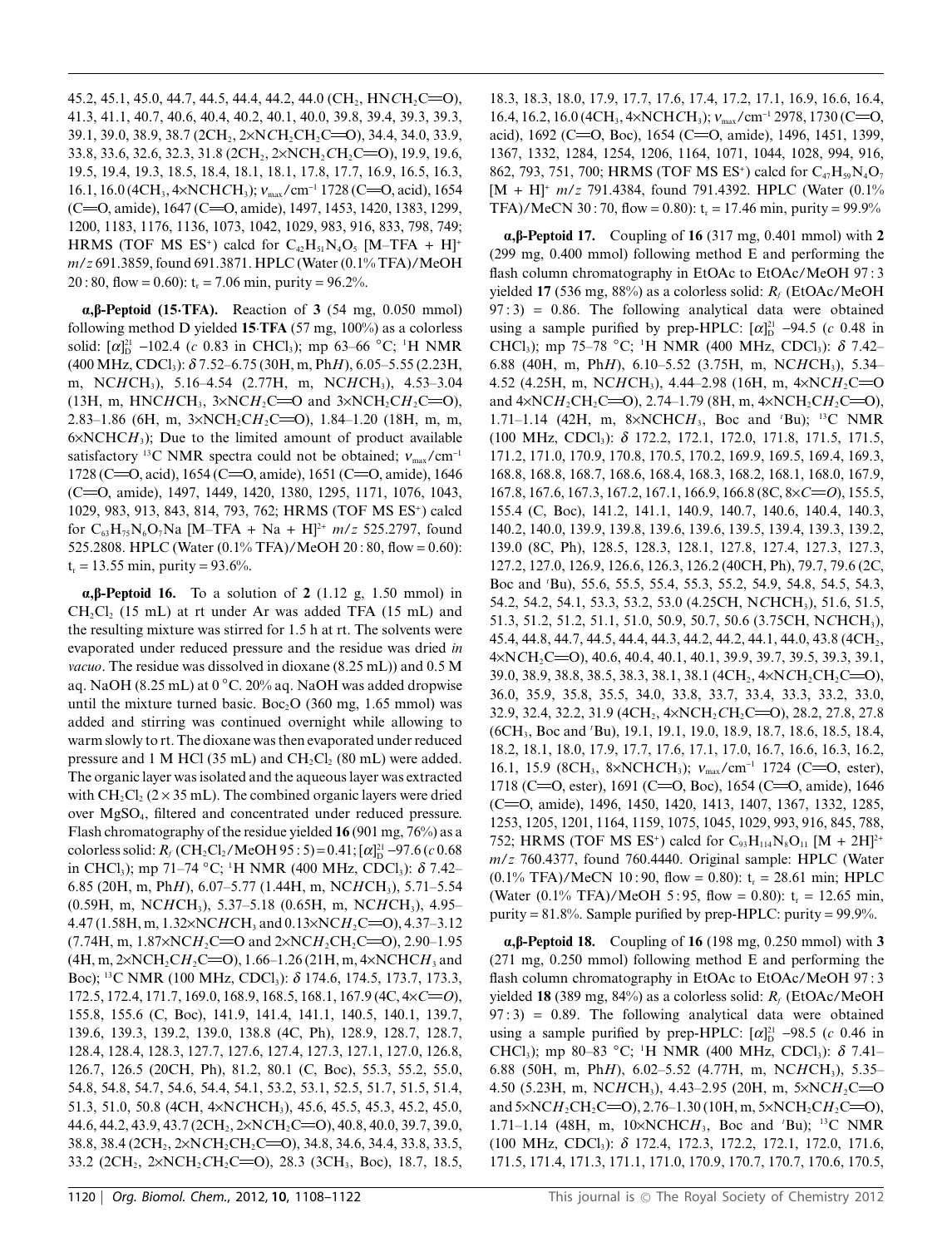45.2, 45.1, 45.0, 44.7, 44.5, 44.4, 44.2, 44.0 ($CH_2$, HNC$H_2$C=O), 41.3, 41.1, 40.7, 40.6, 40.4, 40.2, 40.1, 40.0, 39.8, 39.4, 39.3, 39.3, 39.1, 39.0, 38.9, 38.7 (2$CH_2$, 2×NC$H_2$CH$_2$C=O), 34.4, 34.0, 33.9, 33.8, 33.6, 32.6, 32.3, 31.8 (2$CH_2$, 2×NCH$_2$C$H_2$C=O), 19.9, 19.6, 19.5, 19.4, 19.3, 18.5, 18.4, 18.1, 18.1, 17.8, 17.7, 16.9, 16.5, 16.3, 16.1, 16.0 (4$CH_3$, 4×NCHC$H_3$); $\nu_{max}$/cm$^{-1}$ 1728 (C=O, acid), 1654 (C=O, amide), 1647 (C=O, amide), 1497, 1453, 1420, 1383, 1299, 1200, 1183, 1176, 1136, 1073, 1042, 1029, 983, 916, 833, 798, 749; HRMS (TOF MS ES$^+$) calcd for $C_{42}H_{51}N_4O_5$ [M–TFA + H]$^+$ *m/z* 691.3859, found 691.3871. HPLC (Water (0.1% TFA)/MeOH 20 : 80, flow = 0.60): $t_r$ = 7.06 min, purity = 96.2%.

**α,β-Peptoid (15·TFA).** Reaction of **3** (54 mg, 0.050 mmol) following method D yielded **15·TFA** (57 mg, 100%) as a colorless solid: $[\alpha]_D^{21}$ −102.4 (*c* 0.83 in $CHCl_3$); mp 63–66 °C; $^1$H NMR (400 MHz, $CDCl_3$): δ 7.52–6.75 (30H, m, Ph*H*), 6.05–5.55 (2.23H, m, NC*H*CH$_3$), 5.16–4.54 (2.77H, m, NC*H*CH$_3$), 4.53–3.04 (13H, m, HNC*H*CH$_3$, 3×NC*H$_2$*C=O and 3×NC*H$_2$*CH$_2$C=O), 2.83–1.86 (6H, m, 3×NCH$_2$C*H$_2$*C=O), 1.84–1.20 (18H, m, m, 6×NCHC*H$_3$*); Due to the limited amount of product available satisfactory $^{13}$C NMR spectra could not be obtained; $\nu_{max}$/cm$^{-1}$ 1728 (C=O, acid), 1654 (C=O, amide), 1651 (C=O, amide), 1646 (C=O, amide), 1497, 1449, 1420, 1380, 1295, 1171, 1076, 1043, 1029, 983, 913, 843, 814, 793, 762; HRMS (TOF MS ES$^+$) calcd for $C_{63}H_{75}N_6O_7Na$ [M–TFA + Na + H]$^{2+}$ *m/z* 525.2797, found 525.2808. HPLC (Water (0.1% TFA)/MeOH 20 : 80, flow = 0.60): $t_r$ = 13.55 min, purity = 93.6%.

**α,β-Peptoid 16.** To a solution of **2** (1.12 g, 1.50 mmol) in $CH_2Cl_2$ (15 mL) at rt under Ar was added TFA (15 mL) and the resulting mixture was stirred for 1.5 h at rt. The solvents were evaporated under reduced pressure and the residue was dried *in vacuo*. The residue was dissolved in dioxane (8.25 mL)) and 0.5 M aq. NaOH (8.25 mL) at 0 °C. 20% aq. NaOH was added dropwise until the mixture turned basic. $Boc_2O$ (360 mg, 1.65 mmol) was added and stirring was continued overnight while allowing to warm slowly to rt. The dioxane was then evaporated under reduced pressure and 1 M HCl (35 mL) and $CH_2Cl_2$ (80 mL) were added. The organic layer was isolated and the aqueous layer was extracted with $CH_2Cl_2$ (2 × 35 mL). The combined organic layers were dried over $MgSO_4$, filtered and concentrated under reduced pressure. Flash chromatography of the residue yielded **16** (901 mg, 76%) as a colorless solid: $R_f$ ($CH_2Cl_2$/MeOH 95 : 5) = 0.41; $[\alpha]_D^{21}$ −97.6 (*c* 0.68 in $CHCl_3$); mp 71–74 °C; $^1$H NMR (400 MHz, $CDCl_3$): δ 7.42–6.85 (20H, m, Ph*H*), 6.07–5.77 (1.44H, m, NC*H*CH$_3$), 5.71–5.54 (0.59H, m, NC*H*CH$_3$), 5.37–5.18 (0.65H, m, NC*H*CH$_3$), 4.95–4.47 (1.58H, m, 1.32×NC*H*CH$_3$ and 0.13×NC*H$_2$*C=O), 4.37–3.12 (7.74H, m, 1.87×NC*H$_2$*C=O and 2×NC*H$_2$*CH$_2$C=O), 2.90–1.95 (4H, m, 2×NCH$_2$C*H$_2$*C=O), 1.66–1.26 (21H, m, 4×NCHC*H$_3$* and Boc); $^{13}$C NMR (100 MHz, $CDCl_3$): δ 174.6, 174.5, 173.7, 173.3, 172.5, 172.4, 171.7, 169.0, 168.9, 168.5, 168.1, 167.9 (4C, 4×*C*=*O*), 155.8, 155.6 (C, Boc), 141.9, 141.4, 141.1, 140.5, 140.1, 139.7, 139.6, 139.3, 139.2, 139.0, 138.8 (4C, Ph), 128.9, 128.7, 128.7, 128.4, 128.4, 128.3, 127.7, 127.6, 127.4, 127.3, 127.1, 127.0, 126.8, 126.7, 126.5 (20CH, Ph), 81.2, 80.1 (C, Boc), 55.3, 55.2, 55.0, 54.8, 54.8, 54.7, 54.6, 54.4, 54.1, 53.2, 53.1, 52.5, 51.7, 51.5, 51.4, 51.3, 51.0, 50.8 (4CH, 4×N*C*HCH$_3$), 45.6, 45.5, 45.3, 45.2, 45.0, 44.6, 44.2, 43.9, 43.7 (2$CH_2$, 2×N*C*H$_2$C=O), 40.8, 40.0, 39.7, 39.0, 38.8, 38.4 (2$CH_2$, 2×N*C*H$_2$CH$_2$C=O), 34.8, 34.6, 34.4, 33.8, 33.5, 33.2 (2$CH_2$, 2×NCH$_2$*C*H$_2$C=O), 28.3 (3$CH_3$, Boc), 18.7, 18.5, 18.3, 18.3, 18.0, 17.9, 17.7, 17.6, 17.4, 17.2, 17.1, 16.9, 16.6, 16.4, 16.4, 16.2, 16.0 (4$CH_3$, 4×NCH*C*H$_3$); $\nu_{max}$/cm$^{-1}$ 2978, 1730 (C=O, acid), 1692 (C=O, Boc), 1654 (C=O, amide), 1496, 1451, 1399, 1367, 1332, 1284, 1254, 1206, 1164, 1071, 1044, 1028, 994, 916, 862, 793, 751, 700; HRMS (TOF MS ES$^+$) calcd for $C_{47}H_{59}N_4O_7$ [M + H]$^+$ *m/z* 791.4384, found 791.4392. HPLC (Water (0.1% TFA)/MeCN 30 : 70, flow = 0.80): $t_r$ = 17.46 min, purity = 99.9%

**α,β-Peptoid 17.** Coupling of **16** (317 mg, 0.401 mmol) with **2** (299 mg, 0.400 mmol) following method E and performing the flash column chromatography in EtOAc to EtOAc/MeOH 97 : 3 yielded **17** (536 mg, 88%) as a colorless solid: $R_f$ (EtOAc/MeOH 97 : 3) = 0.86. The following analytical data were obtained using a sample purified by prep-HPLC: $[\alpha]_D^{21}$ −94.5 (*c* 0.48 in $CHCl_3$); mp 75–78 °C; $^1$H NMR (400 MHz, $CDCl_3$): δ 7.42–6.88 (40H, m, Ph*H*), 6.10–5.52 (3.75H, m, NC*H*CH$_3$), 5.34–4.52 (4.25H, m, NC*H*CH$_3$), 4.44–2.98 (16H, m, 4×NC*H$_2$*C=O and 4×NC*H$_2$*CH$_2$C=O), 2.74–1.79 (8H, m, 4×NCH$_2$C*H$_2$*C=O), 1.71–1.14 (42H, m, 8×NCHC*H$_3$*, Boc and $^t$Bu); $^{13}$C NMR (100 MHz, $CDCl_3$): δ 172.2, 172.1, 172.0, 171.8, 171.5, 171.5, 171.2, 171.0, 170.9, 170.8, 170.5, 170.2, 169.9, 169.5, 169.4, 169.3, 168.8, 168.8, 168.7, 168.6, 168.4, 168.3, 168.2, 168.1, 168.0, 167.9, 167.8, 167.6, 167.3, 167.2, 167.1, 166.9, 166.8 (8C, 8×*C*=*O*), 155.5, 155.4 (C, Boc), 141.2, 141.1, 140.9, 140.7, 140.6, 140.4, 140.3, 140.2, 140.0, 139.9, 139.8, 139.6, 139.6, 139.5, 139.4, 139.3, 139.2, 139.0 (8C, Ph), 128.5, 128.3, 128.1, 127.8, 127.4, 127.3, 127.3, 127.2, 127.0, 126.9, 126.6, 126.3, 126.2 (40CH, Ph), 79.7, 79.6 (2C, Boc and $^t$Bu), 55.6, 55.5, 55.4, 55.3, 55.2, 54.9, 54.8, 54.5, 54.3, 54.2, 54.2, 54.1, 53.3, 53.2, 53.0 (4.25CH, N*C*HCH$_3$), 51.6, 51.5, 51.3, 51.2, 51.2, 51.1, 51.0, 50.9, 50.7, 50.6 (3.75CH, N*C*HCH$_3$), 45.4, 44.8, 44.7, 44.5, 44.4, 44.3, 44.2, 44.2, 44.1, 44.0, 43.8 (4$CH_2$, 4×N*C*H$_2$C=O), 40.6, 40.4, 40.1, 40.1, 39.9, 39.7, 39.5, 39.3, 39.1, 39.0, 38.9, 38.8, 38.5, 38.3, 38.1, 38.1 (4$CH_2$, 4×N*C*H$_2$CH$_2$C=O), 36.0, 35.9, 35.8, 35.5, 34.0, 33.8, 33.7, 33.4, 33.3, 33.2, 33.0, 32.9, 32.4, 32.2, 31.9 (4$CH_2$, 4×NCH$_2$*C*H$_2$C=O), 28.2, 27.8, 27.8 (6$CH_3$, Boc and $^t$Bu), 19.1, 19.1, 19.0, 18.9, 18.7, 18.6, 18.5, 18.4, 18.2, 18.1, 18.0, 17.9, 17.7, 17.6, 17.1, 17.0, 16.7, 16.6, 16.3, 16.2, 16.1, 15.9 (8$CH_3$, 8×NCH*C*H$_3$); $\nu_{max}$/cm$^{-1}$ 1724 (C=O, ester), 1718 (C=O, ester), 1691 (C=O, Boc), 1654 (C=O, amide), 1646 (C=O, amide), 1496, 1450, 1420, 1413, 1407, 1367, 1332, 1285, 1253, 1205, 1201, 1164, 1159, 1075, 1045, 1029, 993, 916, 845, 788, 752; HRMS (TOF MS ES$^+$) calcd for $C_{93}H_{114}N_8O_{11}$ [M + 2H]$^{2+}$ *m/z* 760.4377, found 760.4440. Original sample: HPLC (Water (0.1% TFA)/MeCN 10 : 90, flow = 0.80): $t_r$ = 28.61 min; HPLC (Water (0.1% TFA)/MeOH 5 : 95, flow = 0.80): $t_r$ = 12.65 min, purity = 81.8%. Sample purified by prep-HPLC: purity = 99.9%.

**α,β-Peptoid 18.** Coupling of **16** (198 mg, 0.250 mmol) with **3** (271 mg, 0.250 mmol) following method E and performing the flash column chromatography in EtOAc to EtOAc/MeOH 97 : 3 yielded **18** (389 mg, 84%) as a colorless solid: $R_f$ (EtOAc/MeOH 97 : 3) = 0.89. The following analytical data were obtained using a sample purified by prep-HPLC: $[\alpha]_D^{21}$ −98.5 (*c* 0.46 in $CHCl_3$); mp 80–83 °C; $^1$H NMR (400 MHz, $CDCl_3$): δ 7.41–6.88 (50H, m, Ph*H*), 6.02–5.52 (4.77H, m, NC*H*CH$_3$), 5.35–4.50 (5.23H, m, NC*H*CH$_3$), 4.43–2.95 (20H, m, 5×NC*H$_2$*C=O and 5×NC*H$_2$*CH$_2$C=O), 2.76–1.30 (10H, m, 5×NCH$_2$C*H$_2$*C=O), 1.71–1.14 (48H, m, 10×NCHC*H$_3$*, Boc and $^t$Bu); $^{13}$C NMR (100 MHz, $CDCl_3$): δ 172.4, 172.3, 172.2, 172.1, 172.0, 171.6, 171.5, 171.4, 171.3, 171.1, 171.0, 170.9, 170.7, 170.7, 170.6, 170.5,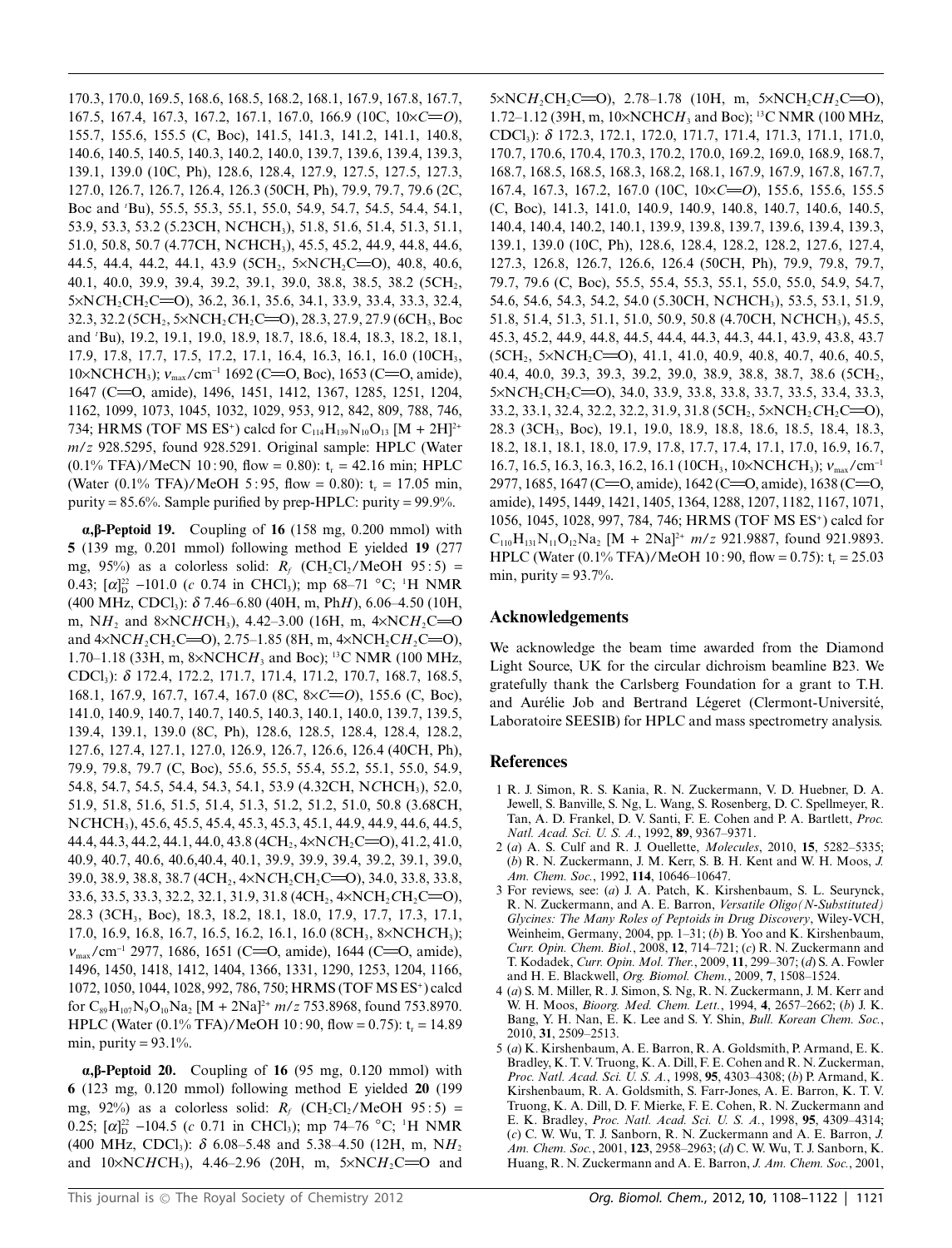170.3, 170.0, 169.5, 168.6, 168.5, 168.2, 168.1, 167.9, 167.8, 167.7, 167.5, 167.4, 167.3, 167.2, 167.1, 167.0, 166.9 (10C, 10×*C*=*O*), 155.7, 155.6, 155.5 (C, Boc), 141.5, 141.3, 141.2, 141.1, 140.8, 140.6, 140.5, 140.5, 140.3, 140.2, 140.0, 139.7, 139.6, 139.4, 139.3, 139.1, 139.0 (10C, Ph), 128.6, 128.4, 127.9, 127.5, 127.5, 127.3, 127.0, 126.7, 126.7, 126.4, 126.3 (50CH, Ph), 79.9, 79.7, 79.6 (2C, Boc and $^t$Bu), 55.5, 55.3, 55.1, 55.0, 54.9, 54.7, 54.5, 54.4, 54.1, 53.9, 53.3, 53.2 (5.23CH, N*C*HCH$_3$), 51.8, 51.6, 51.4, 51.3, 51.1, 51.0, 50.8, 50.7 (4.77CH, N*C*HCH$_3$), 45.5, 45.2, 44.9, 44.8, 44.6, 44.5, 44.4, 44.2, 44.1, 43.9 (5CH$_2$, 5×N*C*H$_2$C=O), 40.8, 40.6, 40.1, 40.0, 39.9, 39.4, 39.2, 39.1, 39.0, 38.8, 38.5, 38.2 (5CH$_2$, 5×N*C*H$_2$CH$_2$C=O), 36.2, 36.1, 35.6, 34.1, 33.9, 33.4, 33.3, 32.4, 32.3, 32.2 (5CH$_2$, 5×NCH$_2$*C*H$_2$C=O), 28.3, 27.9, 27.9 (6CH$_3$, Boc and $^t$Bu), 19.2, 19.1, 19.0, 18.9, 18.7, 18.6, 18.4, 18.3, 18.2, 18.1, 17.9, 17.8, 17.7, 17.5, 17.2, 17.1, 16.4, 16.3, 16.1, 16.0 (10CH$_3$, 10×NCH*C*H$_3$); $\nu_{max}$/cm$^{-1}$ 1692 (C=O, Boc), 1653 (C=O, amide), 1647 (C=O, amide), 1496, 1451, 1412, 1367, 1285, 1251, 1204, 1162, 1099, 1073, 1045, 1032, 1029, 953, 912, 842, 809, 788, 746, 734; HRMS (TOF MS ES$^+$) calcd for $C_{114}H_{139}N_{10}O_{13}$ [M + 2H]$^{2+}$ *m*/*z* 928.5295, found 928.5291. Original sample: HPLC (Water (0.1% TFA)/MeCN 10 : 90, flow = 0.80): t$_r$ = 42.16 min; HPLC (Water (0.1% TFA)/MeOH 5 : 95, flow = 0.80): t$_r$ = 17.05 min, purity = 85.6%. Sample purified by prep-HPLC: purity = 99.9%.

**α,β-Peptoid 19.** Coupling of **16** (158 mg, 0.200 mmol) with **5** (139 mg, 0.201 mmol) following method E yielded **19** (277 mg, 95%) as a colorless solid: $R_f$ (CH$_2$Cl$_2$/MeOH 95 : 5) = 0.43; $[\alpha]_D^{22}$ −101.0 (*c* 0.74 in CHCl$_3$); mp 68–71 °C; $^1$H NMR (400 MHz, CDCl$_3$): δ 7.46–6.80 (40H, m, Ph*H*), 6.06–4.50 (10H, m, N*H*$_2$ and 8×NC*H*CH$_3$), 4.42–3.00 (16H, m, 4×NC*H*$_2$C=O and 4×NC*H*$_2$CH$_2$C=O), 2.75–1.85 (8H, m, 4×NCH$_2$C*H*$_2$C=O), 1.70–1.18 (33H, m, 8×NCHC*H*$_3$ and Boc); $^{13}$C NMR (100 MHz, CDCl$_3$): δ 172.4, 172.2, 171.7, 171.4, 171.2, 170.7, 168.7, 168.5, 168.1, 167.9, 167.7, 167.4, 167.0 (8C, 8×*C*=*O*), 155.6 (C, Boc), 141.0, 140.9, 140.7, 140.7, 140.5, 140.3, 140.1, 140.0, 139.7, 139.5, 139.4, 139.1, 139.0 (8C, Ph), 128.6, 128.5, 128.4, 128.4, 128.2, 127.6, 127.4, 127.1, 127.0, 126.9, 126.7, 126.6, 126.4 (40CH, Ph), 79.9, 79.8, 79.7 (C, Boc), 55.6, 55.5, 55.4, 55.2, 55.1, 55.0, 54.9, 54.8, 54.7, 54.5, 54.4, 54.3, 54.1, 53.9 (4.32CH, N*C*HCH$_3$), 52.0, 51.9, 51.8, 51.6, 51.5, 51.4, 51.3, 51.2, 51.2, 51.0, 50.8 (3.68CH, N*C*HCH$_3$), 45.6, 45.5, 45.4, 45.3, 45.3, 45.1, 44.9, 44.9, 44.6, 44.5, 44.4, 44.3, 44.2, 44.1, 44.0, 43.8 (4CH$_2$, 4×N*C*H$_2$C=O), 41.2, 41.0, 40.9, 40.7, 40.6, 40.6,40.4, 40.1, 39.9, 39.9, 39.4, 39.2, 39.1, 39.0, 39.0, 38.9, 38.8, 38.7 (4CH$_2$, 4×N*C*H$_2$CH$_2$C=O), 34.0, 33.8, 33.8, 33.6, 33.5, 33.3, 32.2, 32.1, 31.9, 31.8 (4CH$_2$, 4×NCH$_2$*C*H$_2$C=O), 28.3 (3CH$_3$, Boc), 18.3, 18.2, 18.1, 18.0, 17.9, 17.7, 17.3, 17.1, 17.0, 16.9, 16.8, 16.7, 16.5, 16.2, 16.1, 16.0 (8CH$_3$, 8×NCH*C*H$_3$); $\nu_{max}$/cm$^{-1}$ 2977, 1686, 1651 (C=O, amide), 1644 (C=O, amide), 1496, 1450, 1418, 1412, 1404, 1366, 1331, 1290, 1253, 1204, 1166, 1072, 1050, 1044, 1028, 992, 786, 750; HRMS (TOF MS ES$^+$) calcd for $C_{89}H_{107}N_9O_{10}Na_2$ [M + 2Na]$^{2+}$ *m*/*z* 753.8968, found 753.8970. HPLC (Water (0.1% TFA)/MeOH 10 : 90, flow = 0.75): t$_r$ = 14.89 min, purity = 93.1%.

**α,β-Peptoid 20.** Coupling of **16** (95 mg, 0.120 mmol) with **6** (123 mg, 0.120 mmol) following method E yielded **20** (199 mg, 92%) as a colorless solid: $R_f$ (CH$_2$Cl$_2$/MeOH 95 : 5) = 0.25; $[\alpha]_D^{22}$ −104.5 (*c* 0.71 in CHCl$_3$); mp 74–76 °C; $^1$H NMR (400 MHz, CDCl$_3$): δ 6.08–5.48 and 5.38–4.50 (12H, m, N*H*$_2$ and 10×NC*H*CH$_3$), 4.46–2.96 (20H, m, 5×NC*H*$_2$C=O and 5×NC*H*$_2$CH$_2$C=O), 2.78–1.78 (10H, m, 5×NCH$_2$C*H*$_2$C=O), 1.72–1.12 (39H, m, 10×NCHC*H*$_3$ and Boc); $^{13}$C NMR (100 MHz, CDCl$_3$): δ 172.3, 172.1, 172.0, 171.7, 171.4, 171.3, 171.1, 171.0, 170.7, 170.6, 170.4, 170.3, 170.2, 170.0, 169.2, 169.0, 168.9, 168.7, 168.7, 168.5, 168.5, 168.3, 168.2, 168.1, 167.9, 167.9, 167.8, 167.7, 167.4, 167.3, 167.2, 167.0 (10C, 10×*C*=*O*), 155.6, 155.6, 155.5 (C, Boc), 141.3, 141.0, 140.9, 140.9, 140.8, 140.7, 140.6, 140.5, 140.4, 140.4, 140.2, 140.1, 139.9, 139.8, 139.7, 139.6, 139.4, 139.3, 139.1, 139.0 (10C, Ph), 128.6, 128.4, 128.2, 128.2, 127.6, 127.4, 127.3, 126.8, 126.7, 126.6, 126.4 (50CH, Ph), 79.9, 79.8, 79.7, 79.7, 79.6 (C, Boc), 55.5, 55.4, 55.3, 55.1, 55.0, 55.0, 54.9, 54.7, 54.6, 54.6, 54.3, 54.2, 54.0 (5.30CH, N*C*HCH$_3$), 53.5, 53.1, 51.9, 51.8, 51.4, 51.3, 51.1, 51.0, 50.9, 50.8 (4.70CH, N*C*HCH$_3$), 45.5, 45.3, 45.2, 44.9, 44.8, 44.5, 44.4, 44.3, 44.3, 44.1, 43.9, 43.8, 43.7 (5CH$_2$, 5×N*C*H$_2$C=O), 41.1, 41.0, 40.9, 40.8, 40.7, 40.6, 40.5, 40.4, 40.0, 39.3, 39.3, 39.2, 39.0, 38.9, 38.8, 38.7, 38.6 (5CH$_2$, 5×N*C*H$_2$CH$_2$C=O), 34.0, 33.9, 33.8, 33.8, 33.7, 33.5, 33.4, 33.3, 33.2, 33.1, 32.4, 32.2, 32.2, 31.9, 31.8 (5CH$_2$, 5×NCH$_2$*C*H$_2$C=O), 28.3 (3CH$_3$, Boc), 19.1, 19.0, 18.9, 18.8, 18.6, 18.5, 18.4, 18.3, 18.2, 18.1, 18.1, 18.0, 17.9, 17.8, 17.7, 17.4, 17.1, 17.0, 16.9, 16.7, 16.7, 16.5, 16.3, 16.3, 16.2, 16.1 (10CH$_3$, 10×NCH*C*H$_3$); $\nu_{max}$/cm$^{-1}$ 2977, 1685, 1647 (C=O, amide), 1642 (C=O, amide), 1638 (C=O, amide), 1495, 1449, 1421, 1405, 1364, 1288, 1207, 1182, 1167, 1071, 1056, 1045, 1028, 997, 784, 746; HRMS (TOF MS ES$^+$) calcd for $C_{110}H_{131}N_{11}O_{12}Na_2$ [M + 2Na]$^{2+}$ *m*/*z* 921.9887, found 921.9893. HPLC (Water (0.1% TFA)/MeOH 10 : 90, flow = 0.75): t$_r$ = 25.03 min, purity = 93.7%.

## Acknowledgements

We acknowledge the beam time awarded from the Diamond Light Source, UK for the circular dichroism beamline B23. We gratefully thank the Carlsberg Foundation for a grant to T.H. and Aurélie Job and Bertrand Légeret (Clermont-Université, Laboratoire SEESIB) for HPLC and mass spectrometry analysis.

## References

1 R. J. Simon, R. S. Kania, R. N. Zuckermann, V. D. Huebner, D. A. Jewell, S. Banville, S. Ng, L. Wang, S. Rosenberg, D. C. Spellmeyer, R. Tan, A. D. Frankel, D. V. Santi, F. E. Cohen and P. A. Bartlett, *Proc. Natl. Acad. Sci. U. S. A.*, 1992, **89**, 9367–9371.

2 (*a*) A. S. Culf and R. J. Ouellette, *Molecules*, 2010, **15**, 5282–5335; (*b*) R. N. Zuckermann, J. M. Kerr, S. B. H. Kent and W. H. Moos, *J. Am. Chem. Soc.*, 1992, **114**, 10646–10647.

3 For reviews, see: (*a*) J. A. Patch, K. Kirshenbaum, S. L. Seurynck, R. N. Zuckermann, and A. E. Barron, *Versatile Oligo(N-Substituted) Glycines: The Many Roles of Peptoids in Drug Discovery*, Wiley-VCH, Weinheim, Germany, 2004, pp. 1–31; (*b*) B. Yoo and K. Kirshenbaum, *Curr. Opin. Chem. Biol.*, 2008, **12**, 714–721; (*c*) R. N. Zuckermann and T. Kodadek, *Curr. Opin. Mol. Ther.*, 2009, **11**, 299–307; (*d*) S. A. Fowler and H. E. Blackwell, *Org. Biomol. Chem.*, 2009, **7**, 1508–1524.

4 (*a*) S. M. Miller, R. J. Simon, S. Ng, R. N. Zuckermann, J. M. Kerr and W. H. Moos, *Bioorg. Med. Chem. Lett.*, 1994, **4**, 2657–2662; (*b*) J. K. Bang, Y. H. Nan, E. K. Lee and S. Y. Shin, *Bull. Korean Chem. Soc.*, 2010, **31**, 2509–2513.

5 (*a*) K. Kirshenbaum, A. E. Barron, R. A. Goldsmith, P. Armand, E. K. Bradley, K. T. V. Truong, K. A. Dill, F. E. Cohen and R. N. Zuckerman, *Proc. Natl. Acad. Sci. U. S. A.*, 1998, **95**, 4303–4308; (*b*) P. Armand, K. Kirshenbaum, R. A. Goldsmith, S. Farr-Jones, A. E. Barron, K. T. V. Truong, K. A. Dill, D. F. Mierke, F. E. Cohen, R. N. Zuckermann and E. K. Bradley, *Proc. Natl. Acad. Sci. U. S. A.*, 1998, **95**, 4309–4314; (*c*) C. W. Wu, T. J. Sanborn, R. N. Zuckermann and A. E. Barron, *J. Am. Chem. Soc.*, 2001, **123**, 2958–2963; (*d*) C. W. Wu, T. J. Sanborn, K. Huang, R. N. Zuckermann and A. E. Barron, *J. Am. Chem. Soc.*, 2001,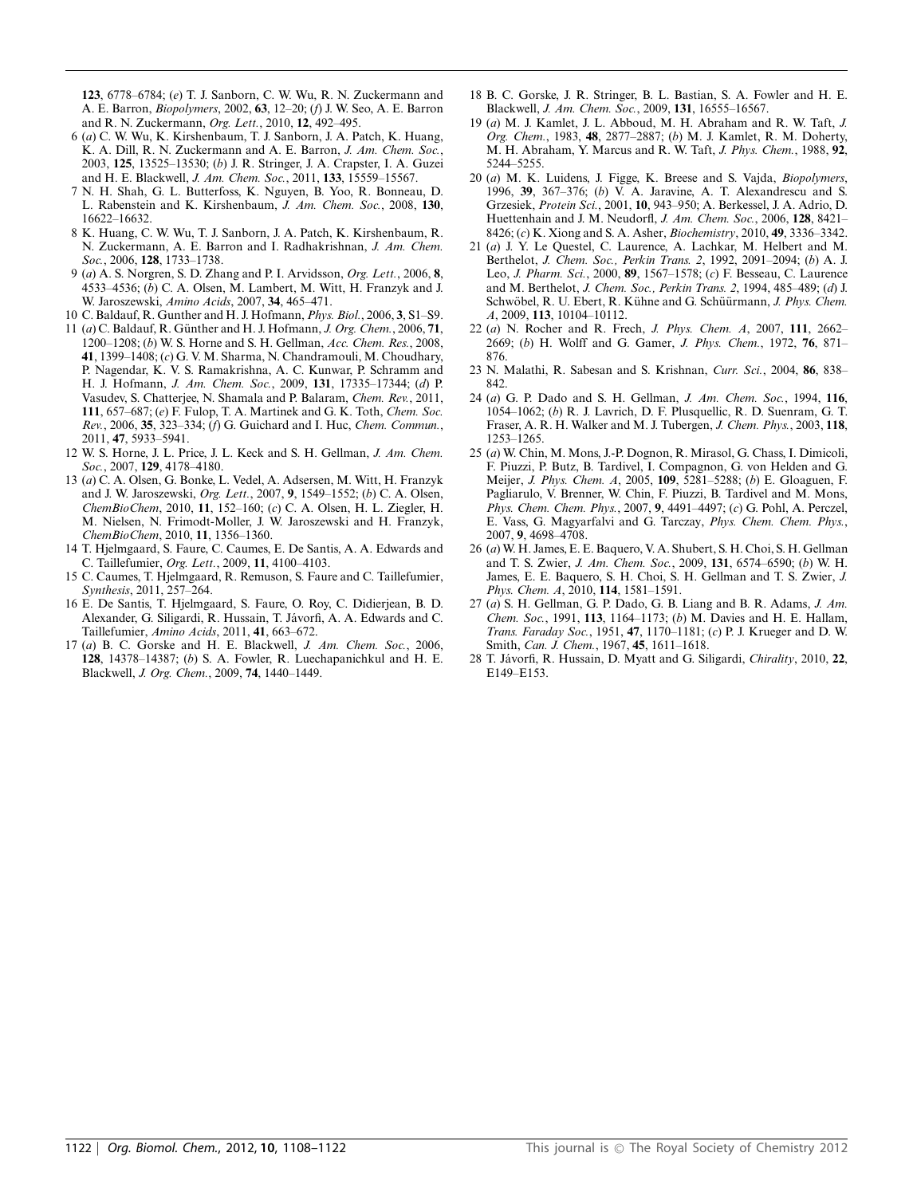123, 6778–6784; (*e*) T. J. Sanborn, C. W. Wu, R. N. Zuckermann and A. E. Barron, *Biopolymers*, 2002, **63**, 12–20; (*f*) J. W. Seo, A. E. Barron and R. N. Zuckermann, *Org. Lett.*, 2010, **12**, 492–495.

6 (*a*) C. W. Wu, K. Kirshenbaum, T. J. Sanborn, J. A. Patch, K. Huang, K. A. Dill, R. N. Zuckermann and A. E. Barron, *J. Am. Chem. Soc.*, 2003, **125**, 13525–13530; (*b*) J. R. Stringer, J. A. Crapster, I. A. Guzei and H. E. Blackwell, *J. Am. Chem. Soc.*, 2011, **133**, 15559–15567.

7 N. H. Shah, G. L. Butterfoss, K. Nguyen, B. Yoo, R. Bonneau, D. L. Rabenstein and K. Kirshenbaum, *J. Am. Chem. Soc.*, 2008, **130**, 16622–16632.

8 K. Huang, C. W. Wu, T. J. Sanborn, J. A. Patch, K. Kirshenbaum, R. N. Zuckermann, A. E. Barron and I. Radhakrishnan, *J. Am. Chem. Soc.*, 2006, **128**, 1733–1738.

9 (*a*) A. S. Norgren, S. D. Zhang and P. I. Arvidsson, *Org. Lett.*, 2006, **8**, 4533–4536; (*b*) C. A. Olsen, M. Lambert, M. Witt, H. Franzyk and J. W. Jaroszewski, *Amino Acids*, 2007, **34**, 465–471.

10 C. Baldauf, R. Gunther and H. J. Hofmann, *Phys. Biol.*, 2006, **3**, S1–S9.

11 (*a*) C. Baldauf, R. Günther and H. J. Hofmann, *J. Org. Chem.*, 2006, **71**, 1200–1208; (*b*) W. S. Horne and S. H. Gellman, *Acc. Chem. Res.*, 2008, **41**, 1399–1408; (*c*) G. V. M. Sharma, N. Chandramouli, M. Choudhary, P. Nagendar, K. V. S. Ramakrishna, A. C. Kunwar, P. Schramm and H. J. Hofmann, *J. Am. Chem. Soc.*, 2009, **131**, 17335–17344; (*d*) P. Vasudev, S. Chatterjee, N. Shamala and P. Balaram, *Chem. Rev.*, 2011, **111**, 657–687; (*e*) F. Fulop, T. A. Martinek and G. K. Toth, *Chem. Soc. Rev.*, 2006, **35**, 323–334; (*f*) G. Guichard and I. Huc, *Chem. Commun.*, 2011, **47**, 5933–5941.

12 W. S. Horne, J. L. Price, J. L. Keck and S. H. Gellman, *J. Am. Chem. Soc.*, 2007, **129**, 4178–4180.

13 (*a*) C. A. Olsen, G. Bonke, L. Vedel, A. Adsersen, M. Witt, H. Franzyk and J. W. Jaroszewski, *Org. Lett.*, 2007, **9**, 1549–1552; (*b*) C. A. Olsen, *ChemBioChem*, 2010, **11**, 152–160; (*c*) C. A. Olsen, H. L. Ziegler, H. M. Nielsen, N. Frimodt-Moller, J. W. Jaroszewski and H. Franzyk, *ChemBioChem*, 2010, **11**, 1356–1360.

14 T. Hjelmgaard, S. Faure, C. Caumes, E. De Santis, A. A. Edwards and C. Taillefumier, *Org. Lett.*, 2009, **11**, 4100–4103.

15 C. Caumes, T. Hjelmgaard, R. Remuson, S. Faure and C. Taillefumier, *Synthesis*, 2011, 257–264.

16 E. De Santis, T. Hjelmgaard, S. Faure, O. Roy, C. Didierjean, B. D. Alexander, G. Siligardi, R. Hussain, T. Jávorfi, A. A. Edwards and C. Taillefumier, *Amino Acids*, 2011, **41**, 663–672.

17 (*a*) B. C. Gorske and H. E. Blackwell, *J. Am. Chem. Soc.*, 2006, **128**, 14378–14387; (*b*) S. A. Fowler, R. Luechapanichkul and H. E. Blackwell, *J. Org. Chem.*, 2009, **74**, 1440–1449.

18 B. C. Gorske, J. R. Stringer, B. L. Bastian, S. A. Fowler and H. E. Blackwell, *J. Am. Chem. Soc.*, 2009, **131**, 16555–16567.

19 (*a*) M. J. Kamlet, J. L. Abboud, M. H. Abraham and R. W. Taft, *J. Org. Chem.*, 1983, **48**, 2877–2887; (*b*) M. J. Kamlet, R. M. Doherty, M. H. Abraham, Y. Marcus and R. W. Taft, *J. Phys. Chem.*, 1988, **92**, 5244–5255.

20 (*a*) M. K. Luidens, J. Figge, K. Breese and S. Vajda, *Biopolymers*, 1996, **39**, 367–376; (*b*) V. A. Jaravine, A. T. Alexandrescu and S. Grzesiek, *Protein Sci.*, 2001, **10**, 943–950; A. Berkessel, J. A. Adrio, D. Huettenhain and J. M. Neudorfl, *J. Am. Chem. Soc.*, 2006, **128**, 8421–8426; (*c*) K. Xiong and S. A. Asher, *Biochemistry*, 2010, **49**, 3336–3342.

21 (*a*) J. Y. Le Questel, C. Laurence, A. Lachkar, M. Helbert and M. Berthelot, *J. Chem. Soc., Perkin Trans. 2*, 1992, 2091–2094; (*b*) A. J. Leo, *J. Pharm. Sci.*, 2000, **89**, 1567–1578; (*c*) F. Besseau, C. Laurence and M. Berthelot, *J. Chem. Soc., Perkin Trans. 2*, 1994, 485–489; (*d*) J. Schwöbel, R. U. Ebert, R. Kühne and G. Schüürmann, *J. Phys. Chem. A*, 2009, **113**, 10104–10112.

22 (*a*) N. Rocher and R. Frech, *J. Phys. Chem. A*, 2007, **111**, 2662–2669; (*b*) H. Wolff and G. Gamer, *J. Phys. Chem.*, 1972, **76**, 871–876.

23 N. Malathi, R. Sabesan and S. Krishnan, *Curr. Sci.*, 2004, **86**, 838–842.

24 (*a*) G. P. Dado and S. H. Gellman, *J. Am. Chem. Soc.*, 1994, **116**, 1054–1062; (*b*) R. J. Lavrich, D. F. Plusquellic, R. D. Suenram, G. T. Fraser, A. R. H. Walker and M. J. Tubergen, *J. Chem. Phys.*, 2003, **118**, 1253–1265.

25 (*a*) W. Chin, M. Mons, J.-P. Dognon, R. Mirasol, G. Chass, I. Dimicoli, F. Piuzzi, P. Butz, B. Tardivel, I. Compagnon, G. von Helden and G. Meijer, *J. Phys. Chem. A*, 2005, **109**, 5281–5288; (*b*) E. Gloaguen, F. Pagliarulo, V. Brenner, W. Chin, F. Piuzzi, B. Tardivel and M. Mons, *Phys. Chem. Chem. Phys.*, 2007, **9**, 4491–4497; (*c*) G. Pohl, A. Perczel, E. Vass, G. Magyarfalvi and G. Tarczay, *Phys. Chem. Chem. Phys.*, 2007, **9**, 4698–4708.

26 (*a*) W. H. James, E. E. Baquero, V. A. Shubert, S. H. Choi, S. H. Gellman and T. S. Zwier, *J. Am. Chem. Soc.*, 2009, **131**, 6574–6590; (*b*) W. H. James, E. E. Baquero, S. H. Choi, S. H. Gellman and T. S. Zwier, *J. Phys. Chem. A*, 2010, **114**, 1581–1591.

27 (*a*) S. H. Gellman, G. P. Dado, G. B. Liang and B. R. Adams, *J. Am. Chem. Soc.*, 1991, **113**, 1164–1173; (*b*) M. Davies and H. E. Hallam, *Trans. Faraday Soc.*, 1951, **47**, 1170–1181; (*c*) P. J. Krueger and D. W. Smith, *Can. J. Chem.*, 1967, **45**, 1611–1618.

28 T. Jávorfi, R. Hussain, D. Myatt and G. Siligardi, *Chirality*, 2010, **22**, E149–E153.